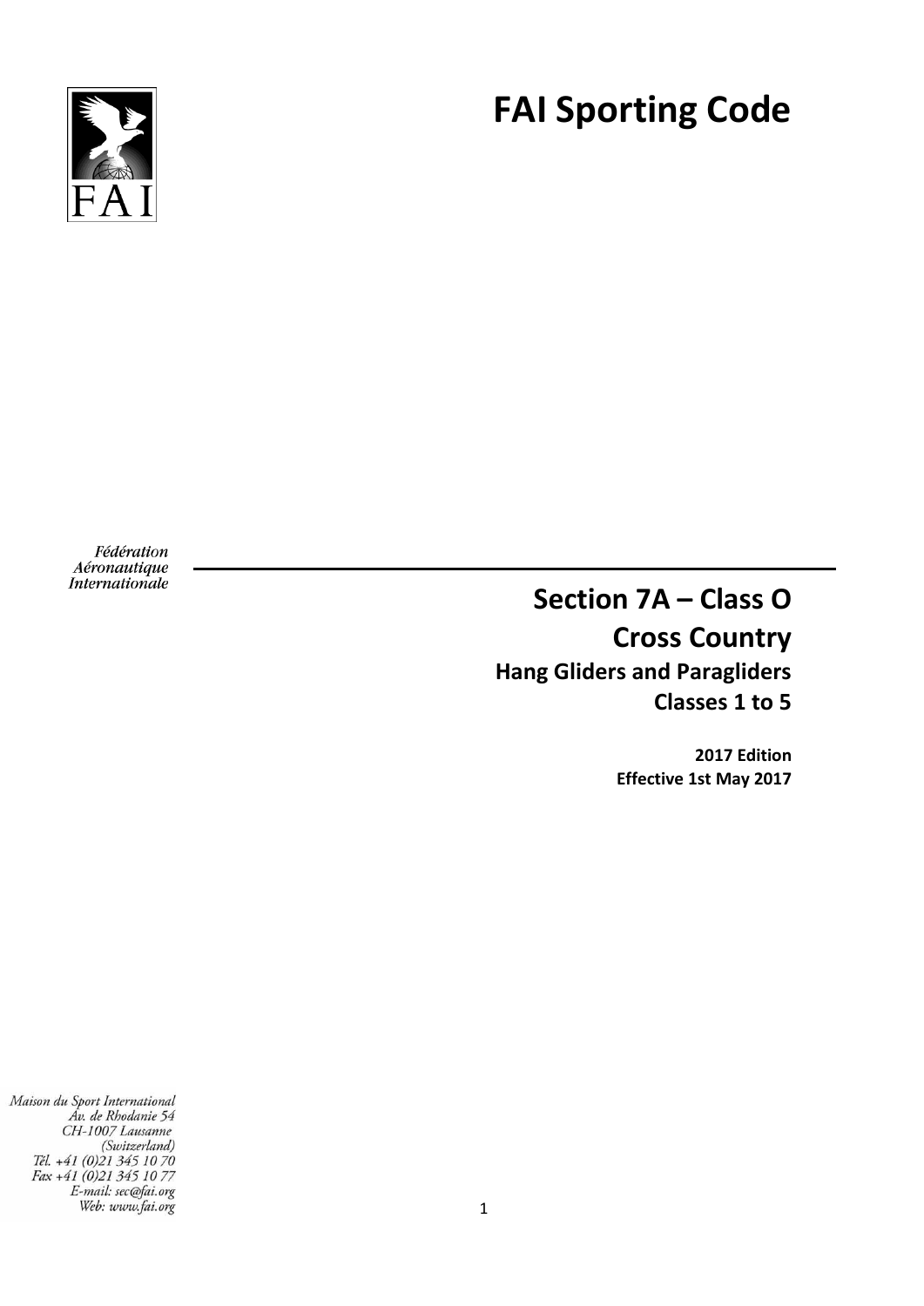# FAI Sporting Code

Fédération
Aéronautique
Internationale

## Section 7A – Class O

## Cross Country

### Hang Gliders and Paragliders

### Classes 1 to 5

**2017 Edition**
**Effective 1st May 2017**

*Maison du Sport International*
*Av. de Rhodanie 54*
*CH-1007 Lausanne*
*(Switzerland)*
*Tél. +41 (0)21 345 10 70*
*Fax +41 (0)21 345 10 77*
*E-mail: sec@fai.org*
*Web: www.fai.org*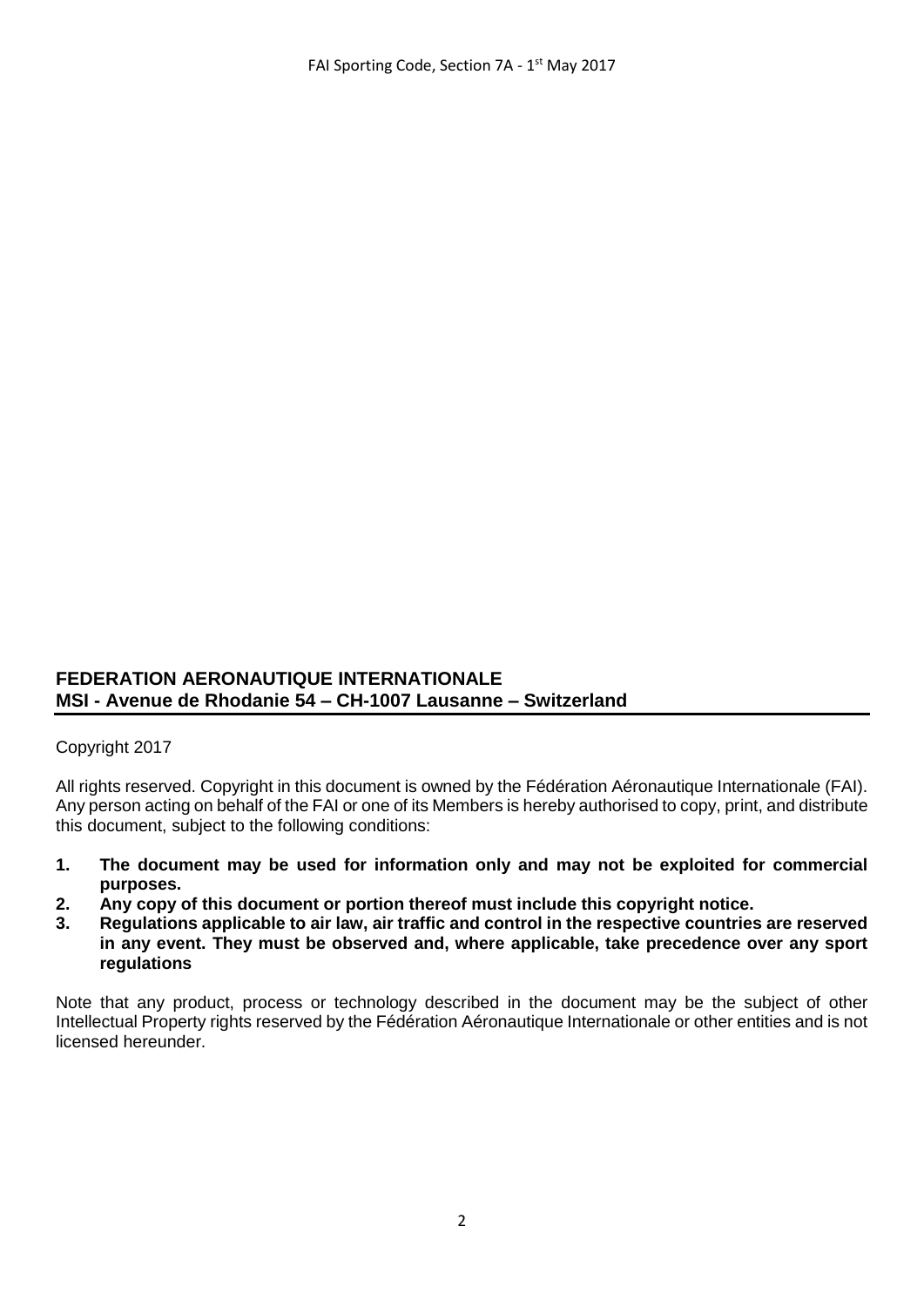**FEDERATION AERONAUTIQUE INTERNATIONALE**
**MSI - Avenue de Rhodanie 54 – CH-1007 Lausanne – Switzerland**

Copyright 2017

All rights reserved. Copyright in this document is owned by the Fédération Aéronautique Internationale (FAI). Any person acting on behalf of the FAI or one of its Members is hereby authorised to copy, print, and distribute this document, subject to the following conditions:

1. **The document may be used for information only and may not be exploited for commercial purposes.**
2. **Any copy of this document or portion thereof must include this copyright notice.**
3. **Regulations applicable to air law, air traffic and control in the respective countries are reserved in any event. They must be observed and, where applicable, take precedence over any sport regulations**

Note that any product, process or technology described in the document may be the subject of other Intellectual Property rights reserved by the Fédération Aéronautique Internationale or other entities and is not licensed hereunder.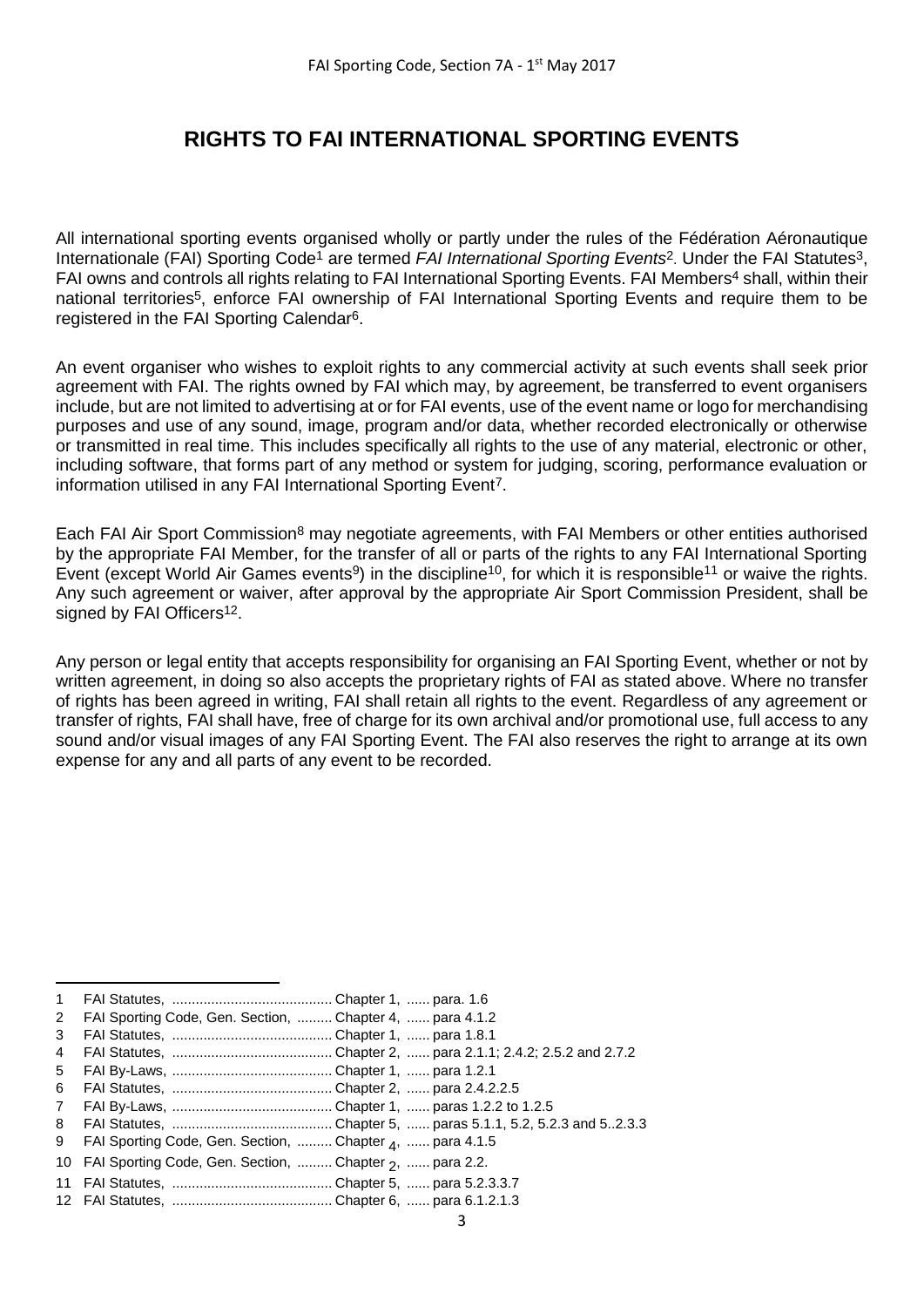# RIGHTS TO FAI INTERNATIONAL SPORTING EVENTS

All international sporting events organised wholly or partly under the rules of the Fédération Aéronautique Internationale (FAI) Sporting Code[1] are termed *FAI International Sporting Events*[2]. Under the FAI Statutes[3], FAI owns and controls all rights relating to FAI International Sporting Events. FAI Members[4] shall, within their national territories[5], enforce FAI ownership of FAI International Sporting Events and require them to be registered in the FAI Sporting Calendar[6].

An event organiser who wishes to exploit rights to any commercial activity at such events shall seek prior agreement with FAI. The rights owned by FAI which may, by agreement, be transferred to event organisers include, but are not limited to advertising at or for FAI events, use of the event name or logo for merchandising purposes and use of any sound, image, program and/or data, whether recorded electronically or otherwise or transmitted in real time. This includes specifically all rights to the use of any material, electronic or other, including software, that forms part of any method or system for judging, scoring, performance evaluation or information utilised in any FAI International Sporting Event[7].

Each FAI Air Sport Commission[8] may negotiate agreements, with FAI Members or other entities authorised by the appropriate FAI Member, for the transfer of all or parts of the rights to any FAI International Sporting Event (except World Air Games events[9]) in the discipline[10], for which it is responsible[11] or waive the rights. Any such agreement or waiver, after approval by the appropriate Air Sport Commission President, shall be signed by FAI Officers[12].

Any person or legal entity that accepts responsibility for organising an FAI Sporting Event, whether or not by written agreement, in doing so also accepts the proprietary rights of FAI as stated above. Where no transfer of rights has been agreed in writing, FAI shall retain all rights to the event. Regardless of any agreement or transfer of rights, FAI shall have, free of charge for its own archival and/or promotional use, full access to any sound and/or visual images of any FAI Sporting Event. The FAI also reserves the right to arrange at its own expense for any and all parts of any event to be recorded.

---

1 FAI Statutes, ......................................... Chapter 1, ...... para. 1.6
2 FAI Sporting Code, Gen. Section, ......... Chapter 4, ...... para 4.1.2
3 FAI Statutes, ......................................... Chapter 1, ...... para 1.8.1
4 FAI Statutes, ......................................... Chapter 2, ...... para 2.1.1; 2.4.2; 2.5.2 and 2.7.2
5 FAI By-Laws, ......................................... Chapter 1, ...... para 1.2.1
6 FAI Statutes, ......................................... Chapter 2, ...... para 2.4.2.2.5
7 FAI By-Laws, ......................................... Chapter 1, ...... paras 1.2.2 to 1.2.5
8 FAI Statutes, ......................................... Chapter 5, ...... paras 5.1.1, 5.2, 5.2.3 and 5..2.3.3
9 FAI Sporting Code, Gen. Section, ......... Chapter 4, ...... para 4.1.5
10 FAI Sporting Code, Gen. Section, ......... Chapter 2, ...... para 2.2.
11 FAI Statutes, ......................................... Chapter 5, ...... para 5.2.3.3.7
12 FAI Statutes, ......................................... Chapter 6, ...... para 6.1.2.1.3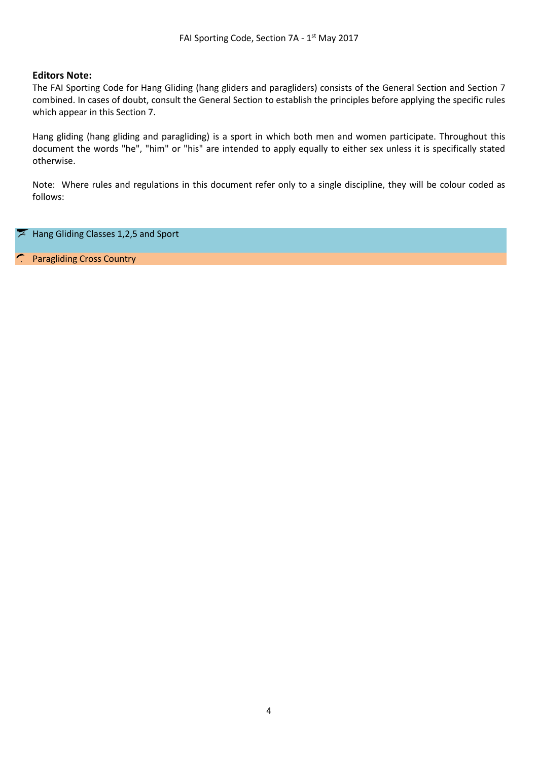**Editors Note:**

The FAI Sporting Code for Hang Gliding (hang gliders and paragliders) consists of the General Section and Section 7 combined. In cases of doubt, consult the General Section to establish the principles before applying the specific rules which appear in this Section 7.

Hang gliding (hang gliding and paragliding) is a sport in which both men and women participate. Throughout this document the words "he", "him" or "his" are intended to apply equally to either sex unless it is specifically stated otherwise.

Note: Where rules and regulations in this document refer only to a single discipline, they will be colour coded as follows:

Hang Gliding Classes 1,2,5 and Sport

Paragliding Cross Country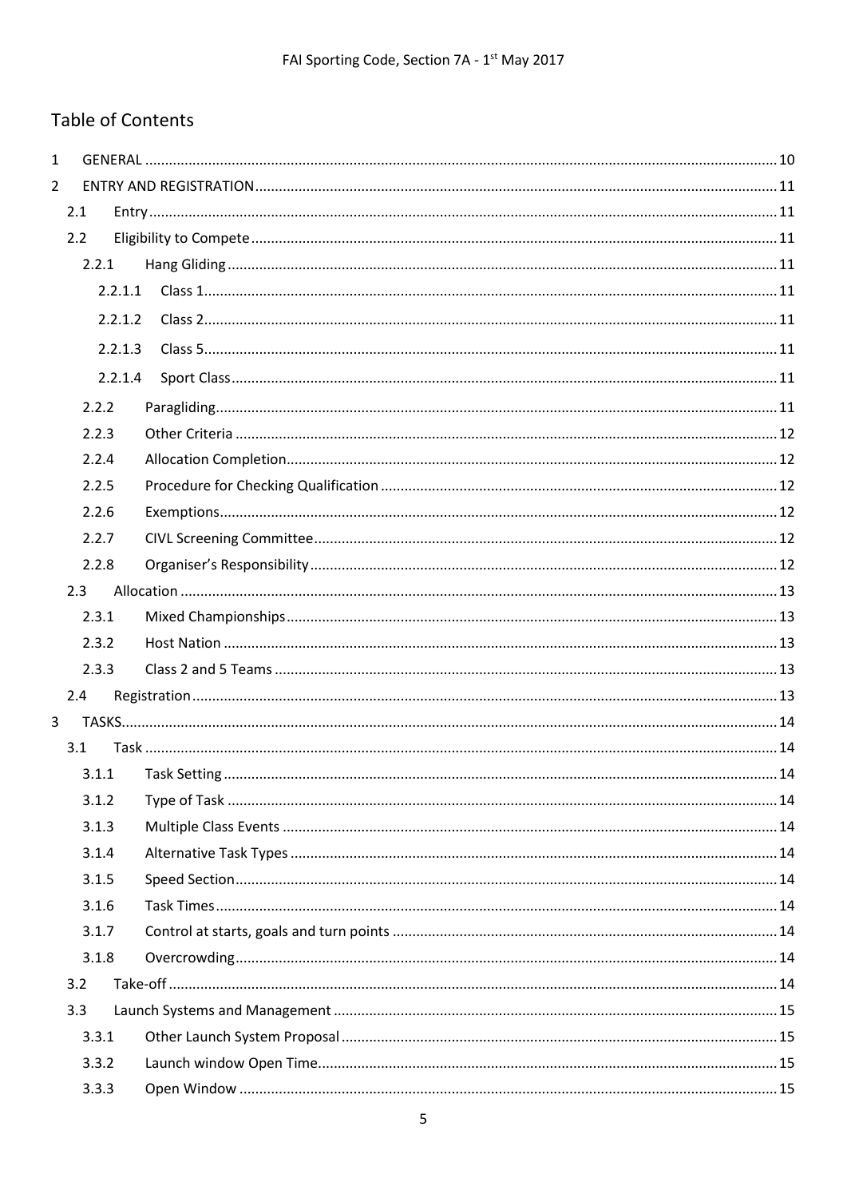# Table of Contents

1 GENERAL ..... 10
2 ENTRY AND REGISTRATION ..... 11
  2.1 Entry ..... 11
  2.2 Eligibility to Compete ..... 11
    2.2.1 Hang Gliding ..... 11
      2.2.1.1 Class 1 ..... 11
      2.2.1.2 Class 2 ..... 11
      2.2.1.3 Class 5 ..... 11
      2.2.1.4 Sport Class ..... 11
    2.2.2 Paragliding ..... 11
    2.2.3 Other Criteria ..... 12
    2.2.4 Allocation Completion ..... 12
    2.2.5 Procedure for Checking Qualification ..... 12
    2.2.6 Exemptions ..... 12
    2.2.7 CIVL Screening Committee ..... 12
    2.2.8 Organiser's Responsibility ..... 12
  2.3 Allocation ..... 13
    2.3.1 Mixed Championships ..... 13
    2.3.2 Host Nation ..... 13
    2.3.3 Class 2 and 5 Teams ..... 13
  2.4 Registration ..... 13
3 TASKS ..... 14
  3.1 Task ..... 14
    3.1.1 Task Setting ..... 14
    3.1.2 Type of Task ..... 14
    3.1.3 Multiple Class Events ..... 14
    3.1.4 Alternative Task Types ..... 14
    3.1.5 Speed Section ..... 14
    3.1.6 Task Times ..... 14
    3.1.7 Control at starts, goals and turn points ..... 14
    3.1.8 Overcrowding ..... 14
  3.2 Take-off ..... 14
  3.3 Launch Systems and Management ..... 15
    3.3.1 Other Launch System Proposal ..... 15
    3.3.2 Launch window Open Time ..... 15
    3.3.3 Open Window ..... 15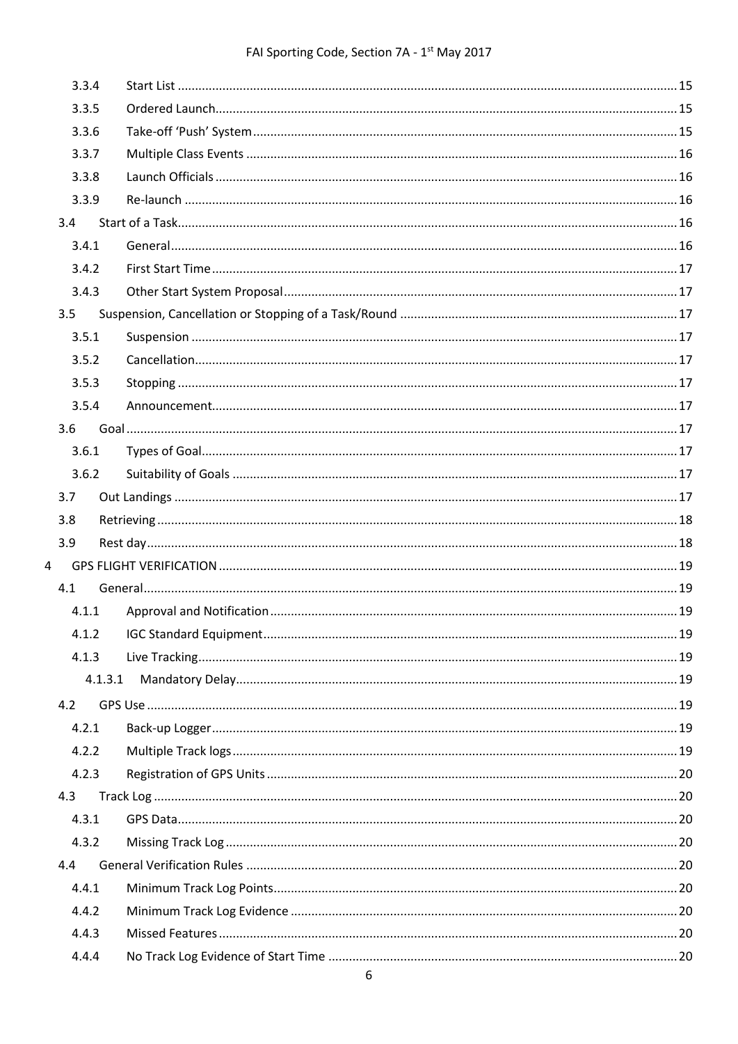3.3.4 Start List ........ 15

3.3.5 Ordered Launch ........ 15

3.3.6 Take-off 'Push' System ........ 15

3.3.7 Multiple Class Events ........ 16

3.3.8 Launch Officials ........ 16

3.3.9 Re-launch ........ 16

3.4 Start of a Task ........ 16

3.4.1 General ........ 16

3.4.2 First Start Time ........ 17

3.4.3 Other Start System Proposal ........ 17

3.5 Suspension, Cancellation or Stopping of a Task/Round ........ 17

3.5.1 Suspension ........ 17

3.5.2 Cancellation ........ 17

3.5.3 Stopping ........ 17

3.5.4 Announcement ........ 17

3.6 Goal ........ 17

3.6.1 Types of Goal ........ 17

3.6.2 Suitability of Goals ........ 17

3.7 Out Landings ........ 17

3.8 Retrieving ........ 18

3.9 Rest day ........ 18

4 GPS FLIGHT VERIFICATION ........ 19

4.1 General ........ 19

4.1.1 Approval and Notification ........ 19

4.1.2 IGC Standard Equipment ........ 19

4.1.3 Live Tracking ........ 19

4.1.3.1 Mandatory Delay ........ 19

4.2 GPS Use ........ 19

4.2.1 Back-up Logger ........ 19

4.2.2 Multiple Track logs ........ 19

4.2.3 Registration of GPS Units ........ 20

4.3 Track Log ........ 20

4.3.1 GPS Data ........ 20

4.3.2 Missing Track Log ........ 20

4.4 General Verification Rules ........ 20

4.4.1 Minimum Track Log Points ........ 20

4.4.2 Minimum Track Log Evidence ........ 20

4.4.3 Missed Features ........ 20

4.4.4 No Track Log Evidence of Start Time ........ 20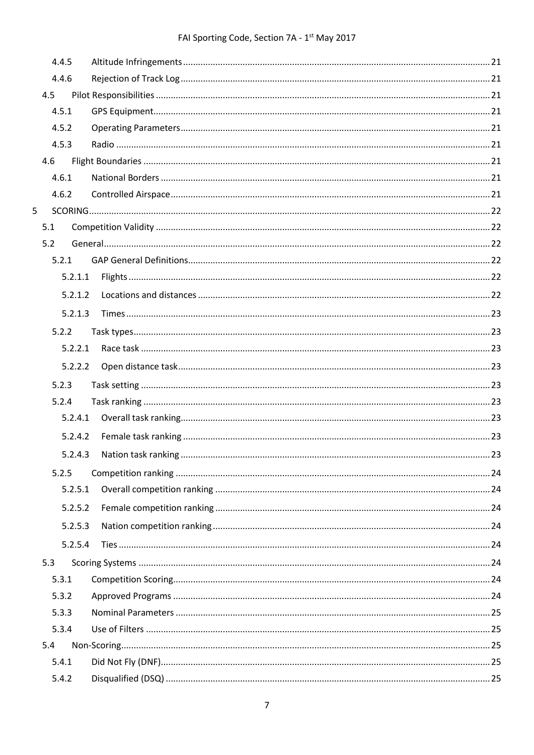4.4.5 Altitude Infringements ........ 21

4.4.6 Rejection of Track Log ........ 21

4.5 Pilot Responsibilities ........ 21

4.5.1 GPS Equipment ........ 21

4.5.2 Operating Parameters ........ 21

4.5.3 Radio ........ 21

4.6 Flight Boundaries ........ 21

4.6.1 National Borders ........ 21

4.6.2 Controlled Airspace ........ 21

5 SCORING ........ 22

5.1 Competition Validity ........ 22

5.2 General ........ 22

5.2.1 GAP General Definitions ........ 22

5.2.1.1 Flights ........ 22

5.2.1.2 Locations and distances ........ 22

5.2.1.3 Times ........ 23

5.2.2 Task types ........ 23

5.2.2.1 Race task ........ 23

5.2.2.2 Open distance task ........ 23

5.2.3 Task setting ........ 23

5.2.4 Task ranking ........ 23

5.2.4.1 Overall task ranking ........ 23

5.2.4.2 Female task ranking ........ 23

5.2.4.3 Nation task ranking ........ 23

5.2.5 Competition ranking ........ 24

5.2.5.1 Overall competition ranking ........ 24

5.2.5.2 Female competition ranking ........ 24

5.2.5.3 Nation competition ranking ........ 24

5.2.5.4 Ties ........ 24

5.3 Scoring Systems ........ 24

5.3.1 Competition Scoring ........ 24

5.3.2 Approved Programs ........ 24

5.3.3 Nominal Parameters ........ 25

5.3.4 Use of Filters ........ 25

5.4 Non-Scoring ........ 25

5.4.1 Did Not Fly (DNF) ........ 25

5.4.2 Disqualified (DSQ) ........ 25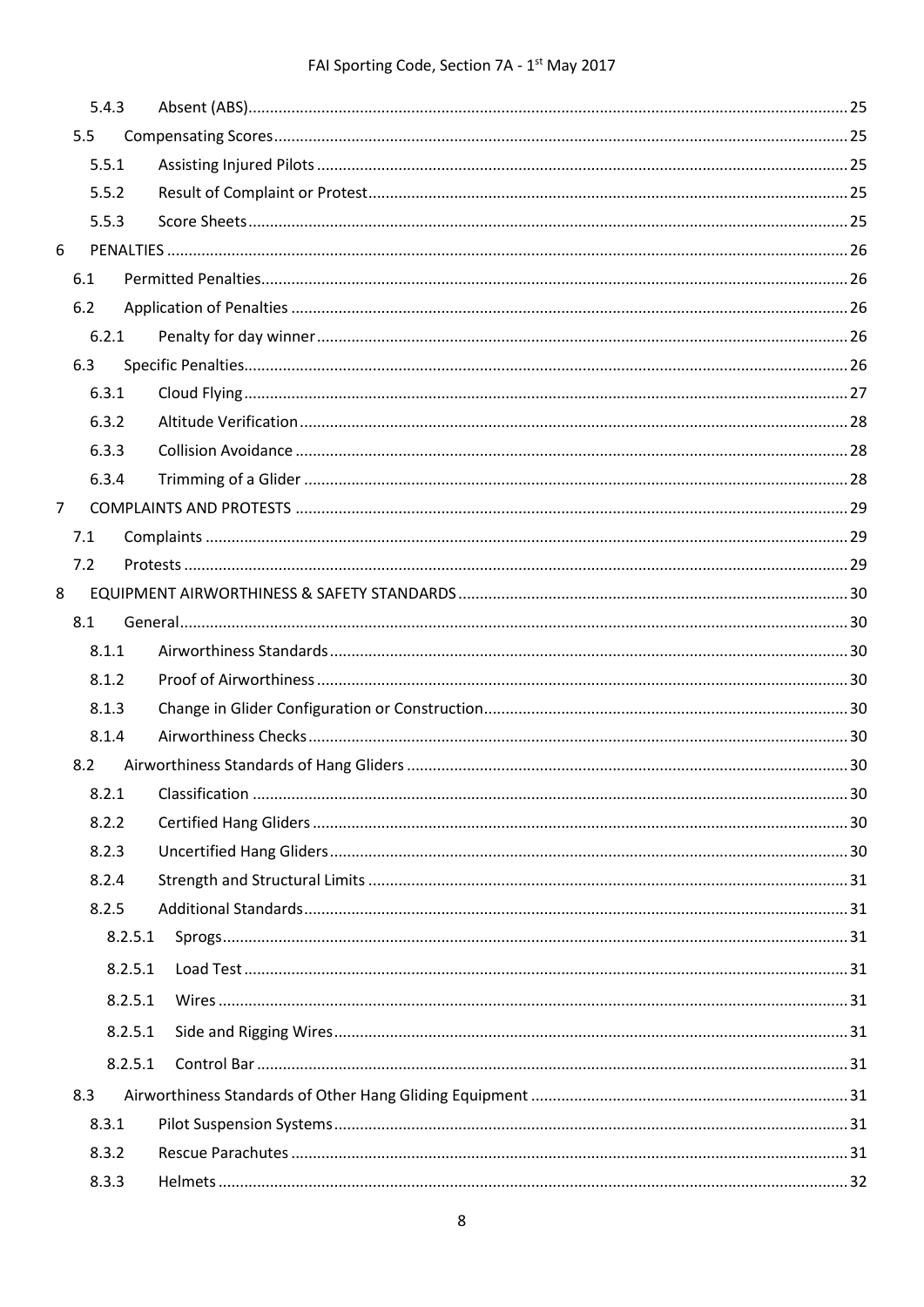| | | |
|---|---|---|
| 5.4.3 | Absent (ABS) | 25 |
| 5.5 | Compensating Scores | 25 |
| 5.5.1 | Assisting Injured Pilots | 25 |
| 5.5.2 | Result of Complaint or Protest | 25 |
| 5.5.3 | Score Sheets | 25 |
| 6 | PENALTIES | 26 |
| 6.1 | Permitted Penalties | 26 |
| 6.2 | Application of Penalties | 26 |
| 6.2.1 | Penalty for day winner | 26 |
| 6.3 | Specific Penalties | 26 |
| 6.3.1 | Cloud Flying | 27 |
| 6.3.2 | Altitude Verification | 28 |
| 6.3.3 | Collision Avoidance | 28 |
| 6.3.4 | Trimming of a Glider | 28 |
| 7 | COMPLAINTS AND PROTESTS | 29 |
| 7.1 | Complaints | 29 |
| 7.2 | Protests | 29 |
| 8 | EQUIPMENT AIRWORTHINESS & SAFETY STANDARDS | 30 |
| 8.1 | General | 30 |
| 8.1.1 | Airworthiness Standards | 30 |
| 8.1.2 | Proof of Airworthiness | 30 |
| 8.1.3 | Change in Glider Configuration or Construction | 30 |
| 8.1.4 | Airworthiness Checks | 30 |
| 8.2 | Airworthiness Standards of Hang Gliders | 30 |
| 8.2.1 | Classification | 30 |
| 8.2.2 | Certified Hang Gliders | 30 |
| 8.2.3 | Uncertified Hang Gliders | 30 |
| 8.2.4 | Strength and Structural Limits | 31 |
| 8.2.5 | Additional Standards | 31 |
| 8.2.5.1 | Sprogs | 31 |
| 8.2.5.1 | Load Test | 31 |
| 8.2.5.1 | Wires | 31 |
| 8.2.5.1 | Side and Rigging Wires | 31 |
| 8.2.5.1 | Control Bar | 31 |
| 8.3 | Airworthiness Standards of Other Hang Gliding Equipment | 31 |
| 8.3.1 | Pilot Suspension Systems | 31 |
| 8.3.2 | Rescue Parachutes | 31 |
| 8.3.3 | Helmets | 32 |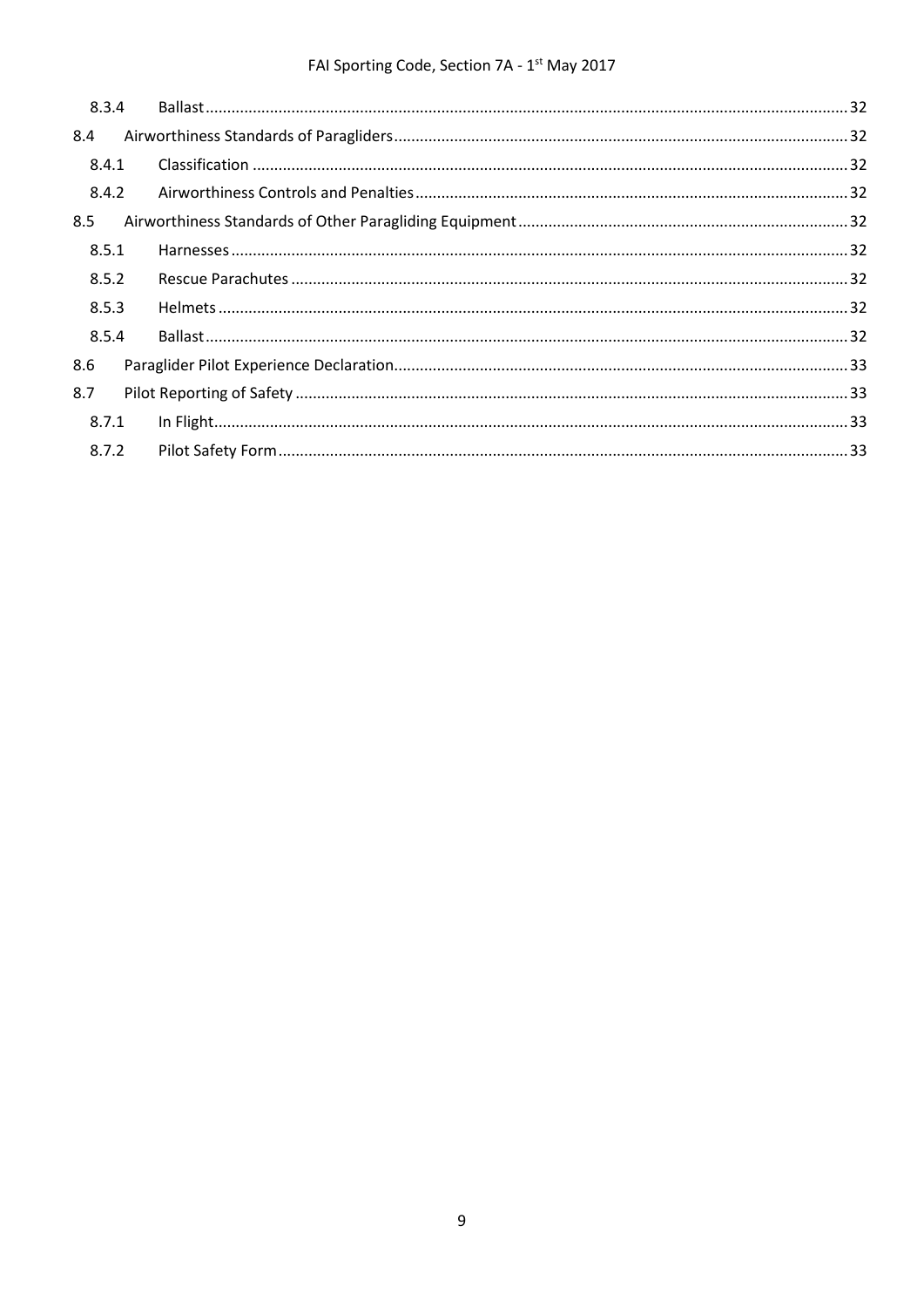| | | |
|---|---|---|
| 8.3.4 | Ballast | 32 |
| 8.4 | Airworthiness Standards of Paragliders | 32 |
| 8.4.1 | Classification | 32 |
| 8.4.2 | Airworthiness Controls and Penalties | 32 |
| 8.5 | Airworthiness Standards of Other Paragliding Equipment | 32 |
| 8.5.1 | Harnesses | 32 |
| 8.5.2 | Rescue Parachutes | 32 |
| 8.5.3 | Helmets | 32 |
| 8.5.4 | Ballast | 32 |
| 8.6 | Paraglider Pilot Experience Declaration | 33 |
| 8.7 | Pilot Reporting of Safety | 33 |
| 8.7.1 | In Flight | 33 |
| 8.7.2 | Pilot Safety Form | 33 |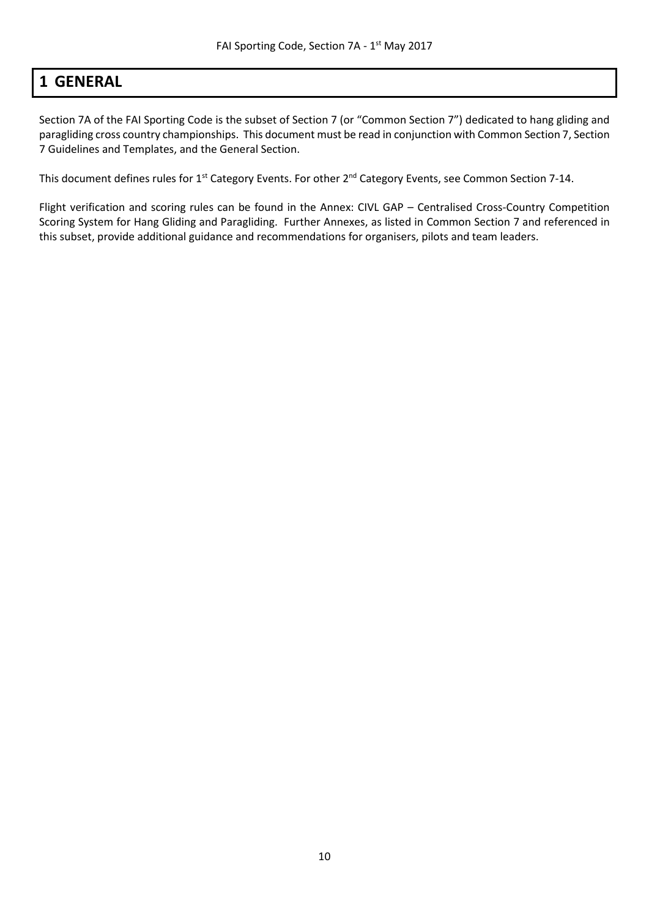# 1 GENERAL

Section 7A of the FAI Sporting Code is the subset of Section 7 (or "Common Section 7") dedicated to hang gliding and paragliding cross country championships. This document must be read in conjunction with Common Section 7, Section 7 Guidelines and Templates, and the General Section.

This document defines rules for 1st Category Events. For other 2nd Category Events, see Common Section 7-14.

Flight verification and scoring rules can be found in the Annex: CIVL GAP – Centralised Cross-Country Competition Scoring System for Hang Gliding and Paragliding. Further Annexes, as listed in Common Section 7 and referenced in this subset, provide additional guidance and recommendations for organisers, pilots and team leaders.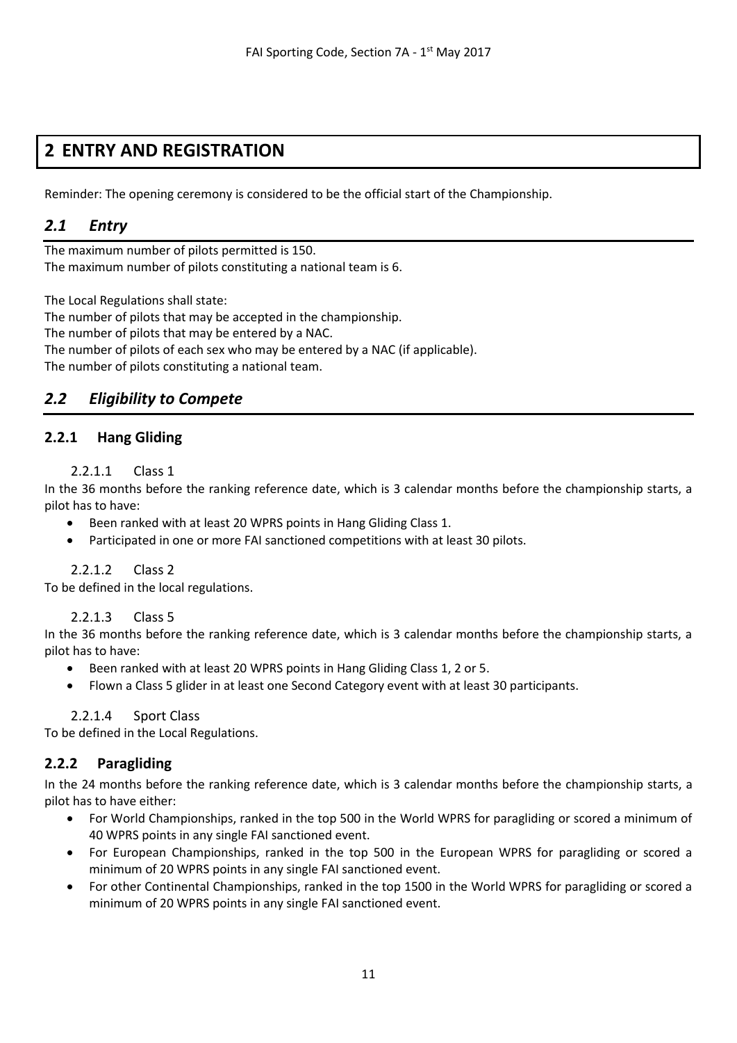# 2 ENTRY AND REGISTRATION

Reminder: The opening ceremony is considered to be the official start of the Championship.

## *2.1 Entry*

The maximum number of pilots permitted is 150.
The maximum number of pilots constituting a national team is 6.

The Local Regulations shall state:
The number of pilots that may be accepted in the championship.
The number of pilots that may be entered by a NAC.
The number of pilots of each sex who may be entered by a NAC (if applicable).
The number of pilots constituting a national team.

## *2.2 Eligibility to Compete*

### 2.2.1 Hang Gliding

#### 2.2.1.1 Class 1

In the 36 months before the ranking reference date, which is 3 calendar months before the championship starts, a pilot has to have:

- Been ranked with at least 20 WPRS points in Hang Gliding Class 1.
- Participated in one or more FAI sanctioned competitions with at least 30 pilots.

#### 2.2.1.2 Class 2

To be defined in the local regulations.

#### 2.2.1.3 Class 5

In the 36 months before the ranking reference date, which is 3 calendar months before the championship starts, a pilot has to have:

- Been ranked with at least 20 WPRS points in Hang Gliding Class 1, 2 or 5.
- Flown a Class 5 glider in at least one Second Category event with at least 30 participants.

#### 2.2.1.4 Sport Class

To be defined in the Local Regulations.

### 2.2.2 Paragliding

In the 24 months before the ranking reference date, which is 3 calendar months before the championship starts, a pilot has to have either:

- For World Championships, ranked in the top 500 in the World WPRS for paragliding or scored a minimum of 40 WPRS points in any single FAI sanctioned event.
- For European Championships, ranked in the top 500 in the European WPRS for paragliding or scored a minimum of 20 WPRS points in any single FAI sanctioned event.
- For other Continental Championships, ranked in the top 1500 in the World WPRS for paragliding or scored a minimum of 20 WPRS points in any single FAI sanctioned event.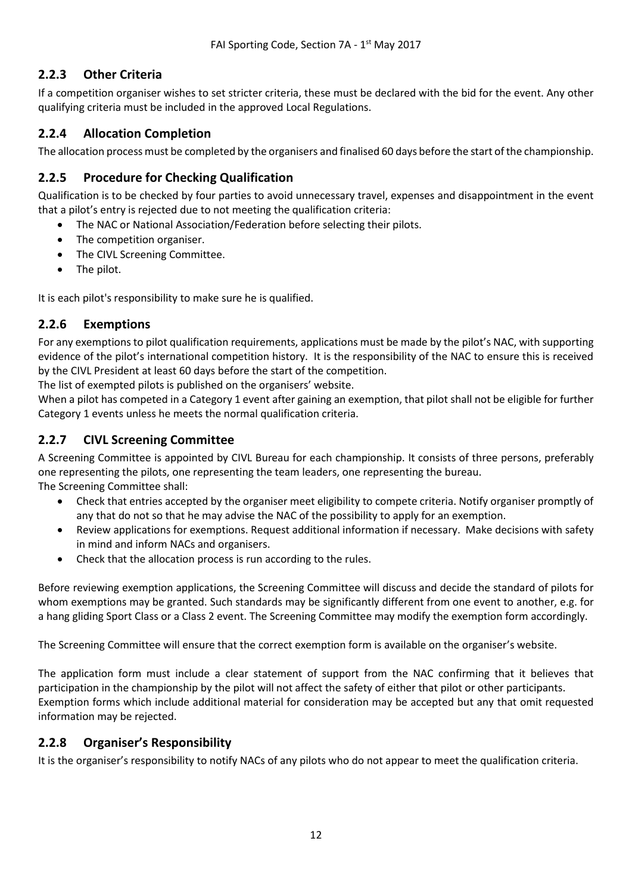### 2.2.3 Other Criteria

If a competition organiser wishes to set stricter criteria, these must be declared with the bid for the event. Any other qualifying criteria must be included in the approved Local Regulations.

### 2.2.4 Allocation Completion

The allocation process must be completed by the organisers and finalised 60 days before the start of the championship.

### 2.2.5 Procedure for Checking Qualification

Qualification is to be checked by four parties to avoid unnecessary travel, expenses and disappointment in the event that a pilot's entry is rejected due to not meeting the qualification criteria:

- The NAC or National Association/Federation before selecting their pilots.
- The competition organiser.
- The CIVL Screening Committee.
- The pilot.

It is each pilot's responsibility to make sure he is qualified.

### 2.2.6 Exemptions

For any exemptions to pilot qualification requirements, applications must be made by the pilot's NAC, with supporting evidence of the pilot's international competition history. It is the responsibility of the NAC to ensure this is received by the CIVL President at least 60 days before the start of the competition.

The list of exempted pilots is published on the organisers' website.

When a pilot has competed in a Category 1 event after gaining an exemption, that pilot shall not be eligible for further Category 1 events unless he meets the normal qualification criteria.

### 2.2.7 CIVL Screening Committee

A Screening Committee is appointed by CIVL Bureau for each championship. It consists of three persons, preferably one representing the pilots, one representing the team leaders, one representing the bureau.

The Screening Committee shall:

- Check that entries accepted by the organiser meet eligibility to compete criteria. Notify organiser promptly of any that do not so that he may advise the NAC of the possibility to apply for an exemption.
- Review applications for exemptions. Request additional information if necessary. Make decisions with safety in mind and inform NACs and organisers.
- Check that the allocation process is run according to the rules.

Before reviewing exemption applications, the Screening Committee will discuss and decide the standard of pilots for whom exemptions may be granted. Such standards may be significantly different from one event to another, e.g. for a hang gliding Sport Class or a Class 2 event. The Screening Committee may modify the exemption form accordingly.

The Screening Committee will ensure that the correct exemption form is available on the organiser's website.

The application form must include a clear statement of support from the NAC confirming that it believes that participation in the championship by the pilot will not affect the safety of either that pilot or other participants. Exemption forms which include additional material for consideration may be accepted but any that omit requested information may be rejected.

### 2.2.8 Organiser's Responsibility

It is the organiser's responsibility to notify NACs of any pilots who do not appear to meet the qualification criteria.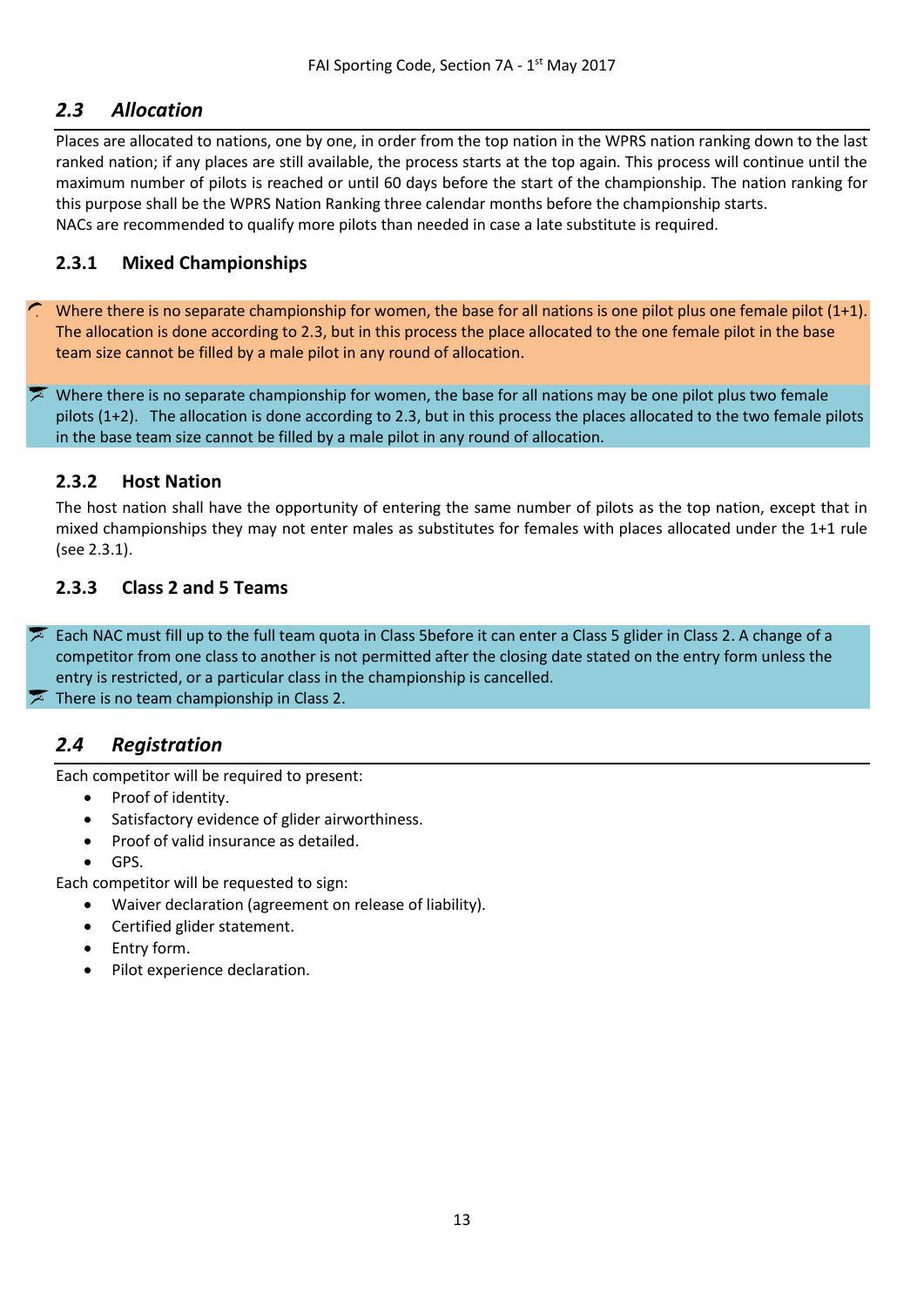## 2.3 Allocation

Places are allocated to nations, one by one, in order from the top nation in the WPRS nation ranking down to the last ranked nation; if any places are still available, the process starts at the top again. This process will continue until the maximum number of pilots is reached or until 60 days before the start of the championship. The nation ranking for this purpose shall be the WPRS Nation Ranking three calendar months before the championship starts.
NACs are recommended to qualify more pilots than needed in case a late substitute is required.

### 2.3.1 Mixed Championships

Where there is no separate championship for women, the base for all nations is one pilot plus one female pilot (1+1). The allocation is done according to 2.3, but in this process the place allocated to the one female pilot in the base team size cannot be filled by a male pilot in any round of allocation.

Where there is no separate championship for women, the base for all nations may be one pilot plus two female pilots (1+2). The allocation is done according to 2.3, but in this process the places allocated to the two female pilots in the base team size cannot be filled by a male pilot in any round of allocation.

### 2.3.2 Host Nation

The host nation shall have the opportunity of entering the same number of pilots as the top nation, except that in mixed championships they may not enter males as substitutes for females with places allocated under the 1+1 rule (see 2.3.1).

### 2.3.3 Class 2 and 5 Teams

Each NAC must fill up to the full team quota in Class 5before it can enter a Class 5 glider in Class 2. A change of a competitor from one class to another is not permitted after the closing date stated on the entry form unless the entry is restricted, or a particular class in the championship is cancelled.

There is no team championship in Class 2.

## 2.4 Registration

Each competitor will be required to present:

- Proof of identity.
- Satisfactory evidence of glider airworthiness.
- Proof of valid insurance as detailed.
- GPS.

Each competitor will be requested to sign:

- Waiver declaration (agreement on release of liability).
- Certified glider statement.
- Entry form.
- Pilot experience declaration.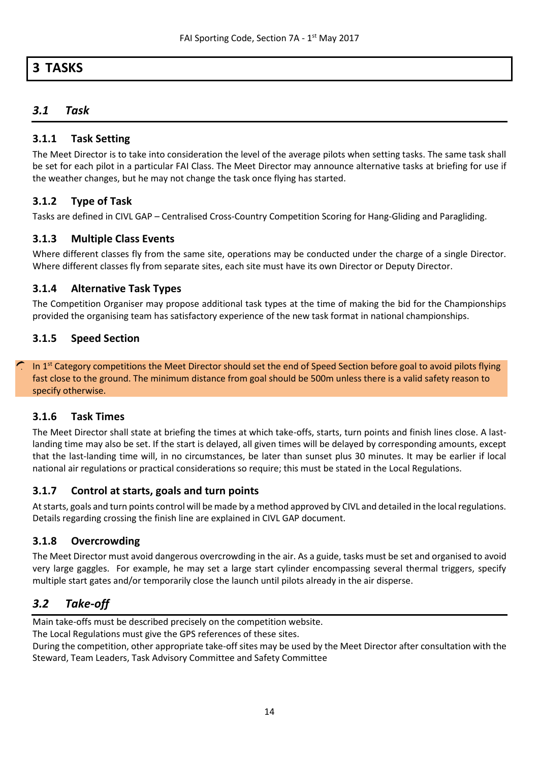# 3 TASKS

## *3.1 Task*

### 3.1.1 Task Setting

The Meet Director is to take into consideration the level of the average pilots when setting tasks. The same task shall be set for each pilot in a particular FAI Class. The Meet Director may announce alternative tasks at briefing for use if the weather changes, but he may not change the task once flying has started.

### 3.1.2 Type of Task

Tasks are defined in CIVL GAP – Centralised Cross-Country Competition Scoring for Hang-Gliding and Paragliding.

### 3.1.3 Multiple Class Events

Where different classes fly from the same site, operations may be conducted under the charge of a single Director. Where different classes fly from separate sites, each site must have its own Director or Deputy Director.

### 3.1.4 Alternative Task Types

The Competition Organiser may propose additional task types at the time of making the bid for the Championships provided the organising team has satisfactory experience of the new task format in national championships.

### 3.1.5 Speed Section

In 1st Category competitions the Meet Director should set the end of Speed Section before goal to avoid pilots flying fast close to the ground. The minimum distance from goal should be 500m unless there is a valid safety reason to specify otherwise.

### 3.1.6 Task Times

The Meet Director shall state at briefing the times at which take-offs, starts, turn points and finish lines close. A last-landing time may also be set. If the start is delayed, all given times will be delayed by corresponding amounts, except that the last-landing time will, in no circumstances, be later than sunset plus 30 minutes. It may be earlier if local national air regulations or practical considerations so require; this must be stated in the Local Regulations.

### 3.1.7 Control at starts, goals and turn points

At starts, goals and turn points control will be made by a method approved by CIVL and detailed in the local regulations. Details regarding crossing the finish line are explained in CIVL GAP document.

### 3.1.8 Overcrowding

The Meet Director must avoid dangerous overcrowding in the air. As a guide, tasks must be set and organised to avoid very large gaggles. For example, he may set a large start cylinder encompassing several thermal triggers, specify multiple start gates and/or temporarily close the launch until pilots already in the air disperse.

## *3.2 Take-off*

Main take-offs must be described precisely on the competition website.
The Local Regulations must give the GPS references of these sites.
During the competition, other appropriate take-off sites may be used by the Meet Director after consultation with the Steward, Team Leaders, Task Advisory Committee and Safety Committee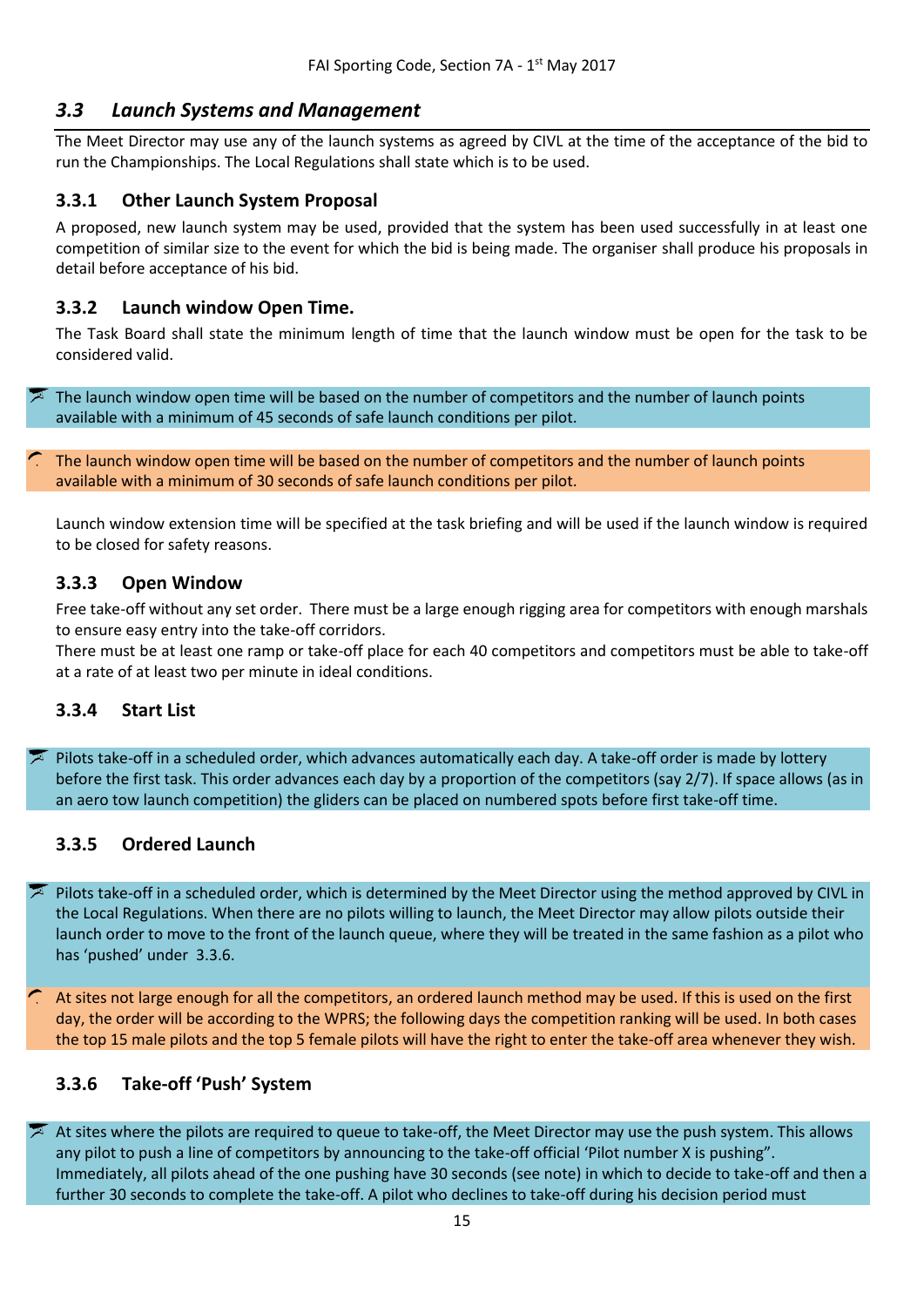### *3.3 Launch Systems and Management*

The Meet Director may use any of the launch systems as agreed by CIVL at the time of the acceptance of the bid to run the Championships. The Local Regulations shall state which is to be used.

#### 3.3.1 Other Launch System Proposal

A proposed, new launch system may be used, provided that the system has been used successfully in at least one competition of similar size to the event for which the bid is being made. The organiser shall produce his proposals in detail before acceptance of his bid.

#### 3.3.2 Launch window Open Time.

The Task Board shall state the minimum length of time that the launch window must be open for the task to be considered valid.

The launch window open time will be based on the number of competitors and the number of launch points available with a minimum of 45 seconds of safe launch conditions per pilot.

The launch window open time will be based on the number of competitors and the number of launch points available with a minimum of 30 seconds of safe launch conditions per pilot.

Launch window extension time will be specified at the task briefing and will be used if the launch window is required to be closed for safety reasons.

#### 3.3.3 Open Window

Free take-off without any set order. There must be a large enough rigging area for competitors with enough marshals to ensure easy entry into the take-off corridors.

There must be at least one ramp or take-off place for each 40 competitors and competitors must be able to take-off at a rate of at least two per minute in ideal conditions.

#### 3.3.4 Start List

Pilots take-off in a scheduled order, which advances automatically each day. A take-off order is made by lottery before the first task. This order advances each day by a proportion of the competitors (say 2/7). If space allows (as in an aero tow launch competition) the gliders can be placed on numbered spots before first take-off time.

#### 3.3.5 Ordered Launch

Pilots take-off in a scheduled order, which is determined by the Meet Director using the method approved by CIVL in the Local Regulations. When there are no pilots willing to launch, the Meet Director may allow pilots outside their launch order to move to the front of the launch queue, where they will be treated in the same fashion as a pilot who has 'pushed' under 3.3.6.

At sites not large enough for all the competitors, an ordered launch method may be used. If this is used on the first day, the order will be according to the WPRS; the following days the competition ranking will be used. In both cases the top 15 male pilots and the top 5 female pilots will have the right to enter the take-off area whenever they wish.

#### 3.3.6 Take-off 'Push' System

At sites where the pilots are required to queue to take-off, the Meet Director may use the push system. This allows any pilot to push a line of competitors by announcing to the take-off official 'Pilot number X is pushing". Immediately, all pilots ahead of the one pushing have 30 seconds (see note) in which to decide to take-off and then a further 30 seconds to complete the take-off. A pilot who declines to take-off during his decision period must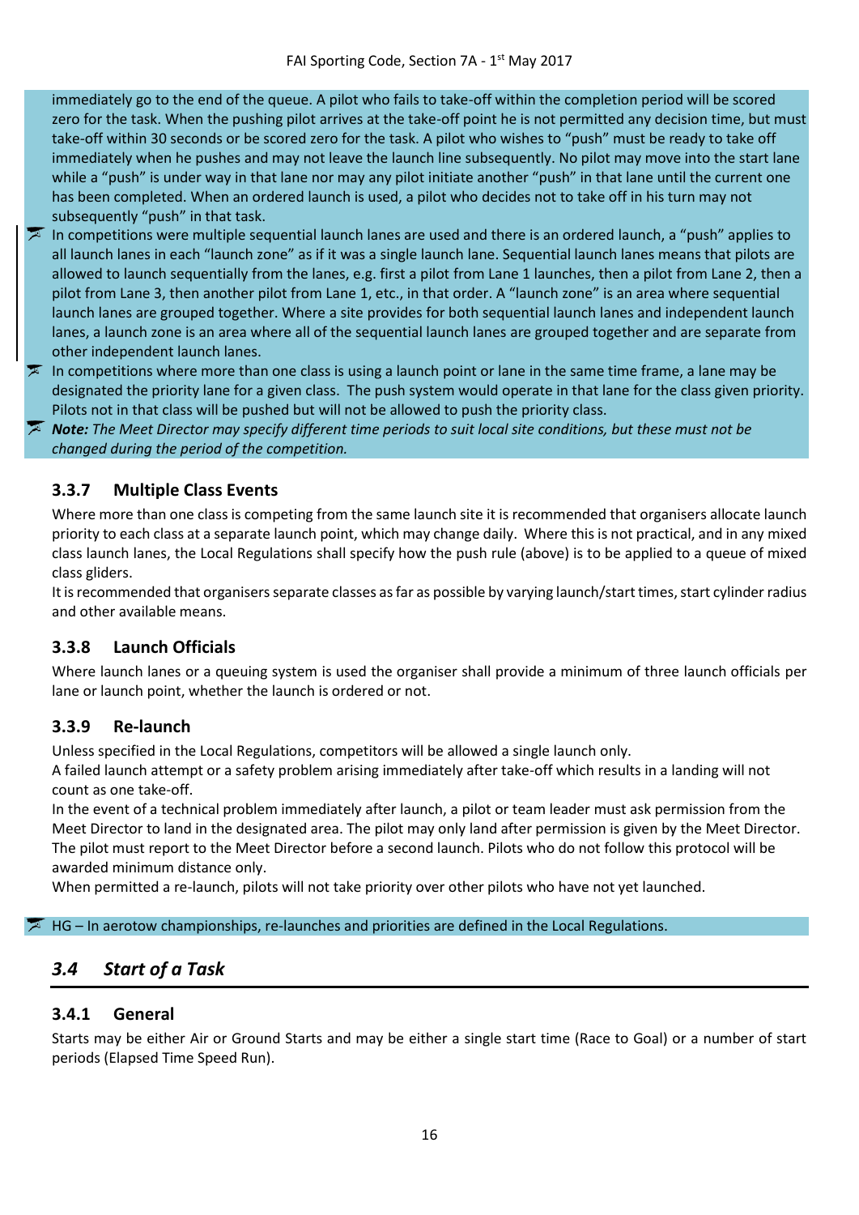immediately go to the end of the queue. A pilot who fails to take-off within the completion period will be scored zero for the task. When the pushing pilot arrives at the take-off point he is not permitted any decision time, but must take-off within 30 seconds or be scored zero for the task. A pilot who wishes to "push" must be ready to take off immediately when he pushes and may not leave the launch line subsequently. No pilot may move into the start lane while a "push" is under way in that lane nor may any pilot initiate another "push" in that lane until the current one has been completed. When an ordered launch is used, a pilot who decides not to take off in his turn may not subsequently "push" in that task.

In competitions were multiple sequential launch lanes are used and there is an ordered launch, a "push" applies to all launch lanes in each "launch zone" as if it was a single launch lane. Sequential launch lanes means that pilots are allowed to launch sequentially from the lanes, e.g. first a pilot from Lane 1 launches, then a pilot from Lane 2, then a pilot from Lane 3, then another pilot from Lane 1, etc., in that order. A "launch zone" is an area where sequential launch lanes are grouped together. Where a site provides for both sequential launch lanes and independent launch lanes, a launch zone is an area where all of the sequential launch lanes are grouped together and are separate from other independent launch lanes.

In competitions where more than one class is using a launch point or lane in the same time frame, a lane may be designated the priority lane for a given class. The push system would operate in that lane for the class given priority. Pilots not in that class will be pushed but will not be allowed to push the priority class.

***Note:*** *The Meet Director may specify different time periods to suit local site conditions, but these must not be changed during the period of the competition.*

### 3.3.7 Multiple Class Events

Where more than one class is competing from the same launch site it is recommended that organisers allocate launch priority to each class at a separate launch point, which may change daily. Where this is not practical, and in any mixed class launch lanes, the Local Regulations shall specify how the push rule (above) is to be applied to a queue of mixed class gliders.

It is recommended that organisers separate classes as far as possible by varying launch/start times, start cylinder radius and other available means.

### 3.3.8 Launch Officials

Where launch lanes or a queuing system is used the organiser shall provide a minimum of three launch officials per lane or launch point, whether the launch is ordered or not.

### 3.3.9 Re-launch

Unless specified in the Local Regulations, competitors will be allowed a single launch only.

A failed launch attempt or a safety problem arising immediately after take-off which results in a landing will not count as one take-off.

In the event of a technical problem immediately after launch, a pilot or team leader must ask permission from the Meet Director to land in the designated area. The pilot may only land after permission is given by the Meet Director. The pilot must report to the Meet Director before a second launch. Pilots who do not follow this protocol will be awarded minimum distance only.

When permitted a re-launch, pilots will not take priority over other pilots who have not yet launched.

HG – In aerotow championships, re-launches and priorities are defined in the Local Regulations.

## *3.4 Start of a Task*

### 3.4.1 General

Starts may be either Air or Ground Starts and may be either a single start time (Race to Goal) or a number of start periods (Elapsed Time Speed Run).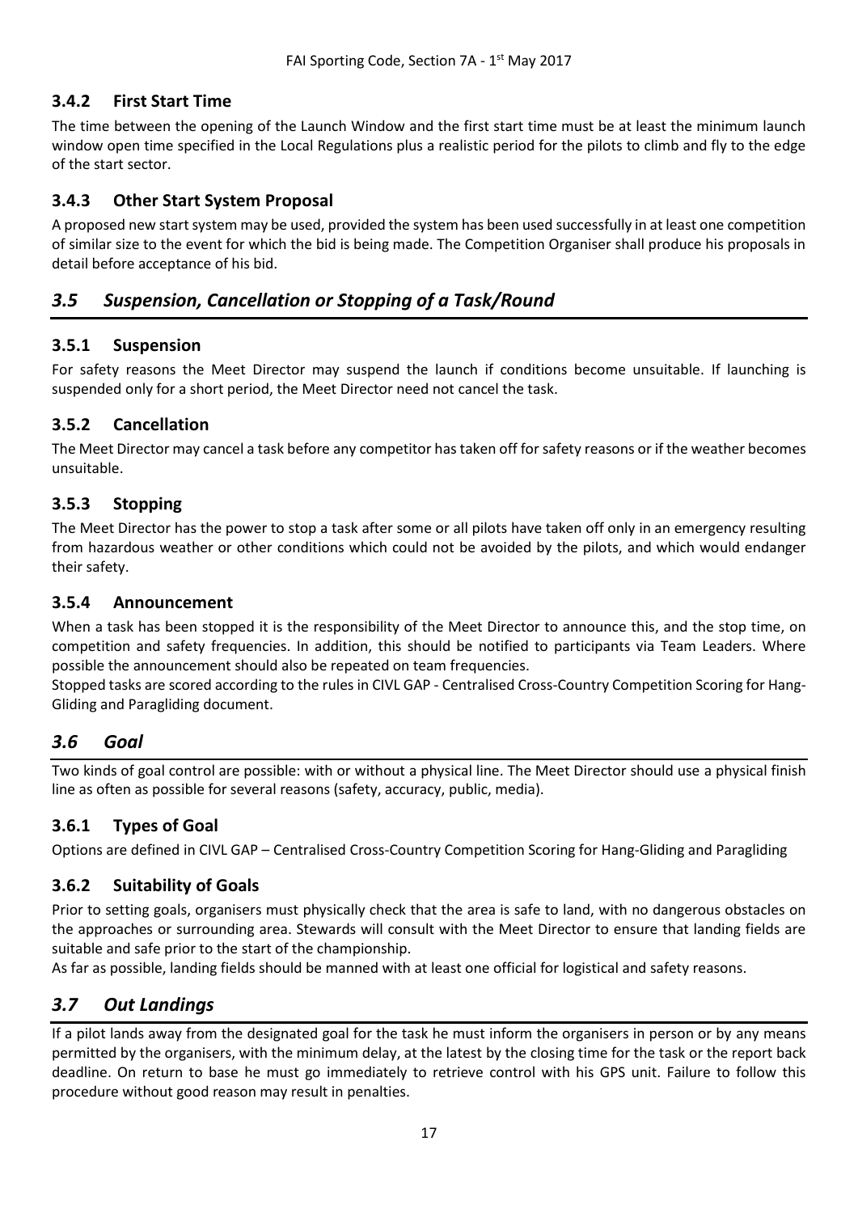### 3.4.2 First Start Time

The time between the opening of the Launch Window and the first start time must be at least the minimum launch window open time specified in the Local Regulations plus a realistic period for the pilots to climb and fly to the edge of the start sector.

### 3.4.3 Other Start System Proposal

A proposed new start system may be used, provided the system has been used successfully in at least one competition of similar size to the event for which the bid is being made. The Competition Organiser shall produce his proposals in detail before acceptance of his bid.

## *3.5 Suspension, Cancellation or Stopping of a Task/Round*

### 3.5.1 Suspension

For safety reasons the Meet Director may suspend the launch if conditions become unsuitable. If launching is suspended only for a short period, the Meet Director need not cancel the task.

### 3.5.2 Cancellation

The Meet Director may cancel a task before any competitor has taken off for safety reasons or if the weather becomes unsuitable.

### 3.5.3 Stopping

The Meet Director has the power to stop a task after some or all pilots have taken off only in an emergency resulting from hazardous weather or other conditions which could not be avoided by the pilots, and which would endanger their safety.

### 3.5.4 Announcement

When a task has been stopped it is the responsibility of the Meet Director to announce this, and the stop time, on competition and safety frequencies. In addition, this should be notified to participants via Team Leaders. Where possible the announcement should also be repeated on team frequencies.

Stopped tasks are scored according to the rules in CIVL GAP - Centralised Cross-Country Competition Scoring for Hang-Gliding and Paragliding document.

## *3.6 Goal*

Two kinds of goal control are possible: with or without a physical line. The Meet Director should use a physical finish line as often as possible for several reasons (safety, accuracy, public, media).

### 3.6.1 Types of Goal

Options are defined in CIVL GAP – Centralised Cross-Country Competition Scoring for Hang-Gliding and Paragliding

### 3.6.2 Suitability of Goals

Prior to setting goals, organisers must physically check that the area is safe to land, with no dangerous obstacles on the approaches or surrounding area. Stewards will consult with the Meet Director to ensure that landing fields are suitable and safe prior to the start of the championship.

As far as possible, landing fields should be manned with at least one official for logistical and safety reasons.

## *3.7 Out Landings*

If a pilot lands away from the designated goal for the task he must inform the organisers in person or by any means permitted by the organisers, with the minimum delay, at the latest by the closing time for the task or the report back deadline. On return to base he must go immediately to retrieve control with his GPS unit. Failure to follow this procedure without good reason may result in penalties.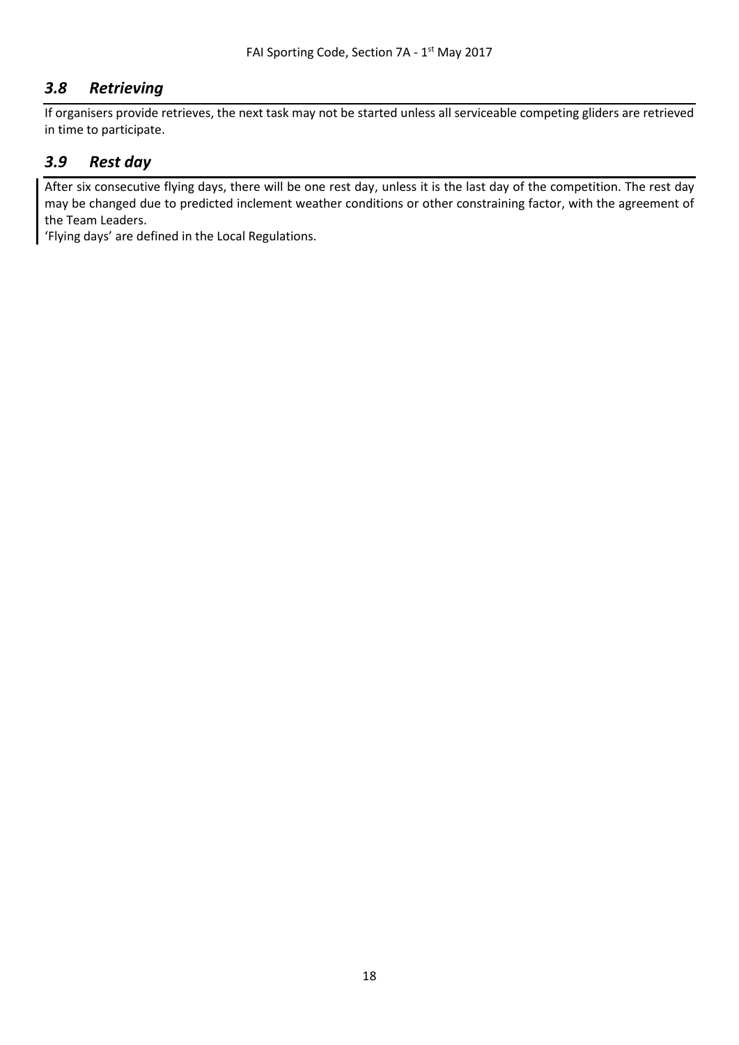## *3.8 Retrieving*

If organisers provide retrieves, the next task may not be started unless all serviceable competing gliders are retrieved in time to participate.

## *3.9 Rest day*

After six consecutive flying days, there will be one rest day, unless it is the last day of the competition. The rest day may be changed due to predicted inclement weather conditions or other constraining factor, with the agreement of the Team Leaders.

'Flying days' are defined in the Local Regulations.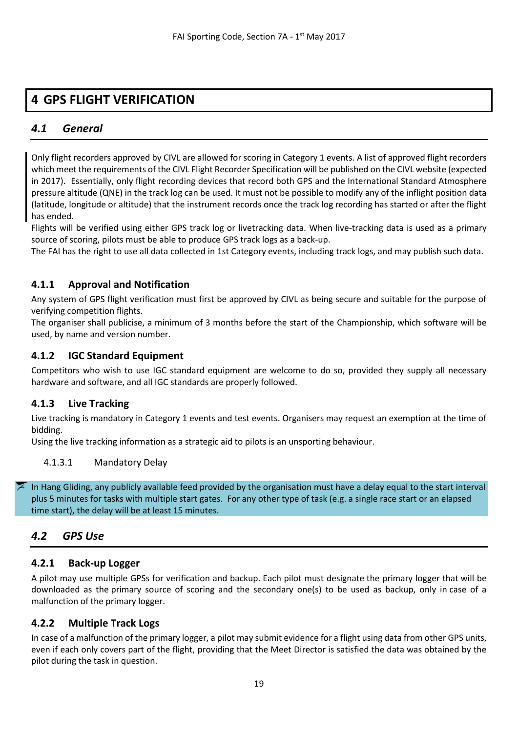# 4 GPS FLIGHT VERIFICATION

## *4.1 General*

Only flight recorders approved by CIVL are allowed for scoring in Category 1 events. A list of approved flight recorders which meet the requirements of the CIVL Flight Recorder Specification will be published on the CIVL website (expected in 2017). Essentially, only flight recording devices that record both GPS and the International Standard Atmosphere pressure altitude (QNE) in the track log can be used. It must not be possible to modify any of the inflight position data (latitude, longitude or altitude) that the instrument records once the track log recording has started or after the flight has ended.

Flights will be verified using either GPS track log or livetracking data. When live-tracking data is used as a primary source of scoring, pilots must be able to produce GPS track logs as a back-up.

The FAI has the right to use all data collected in 1st Category events, including track logs, and may publish such data.

### 4.1.1 Approval and Notification

Any system of GPS flight verification must first be approved by CIVL as being secure and suitable for the purpose of verifying competition flights.

The organiser shall publicise, a minimum of 3 months before the start of the Championship, which software will be used, by name and version number.

### 4.1.2 IGC Standard Equipment

Competitors who wish to use IGC standard equipment are welcome to do so, provided they supply all necessary hardware and software, and all IGC standards are properly followed.

### 4.1.3 Live Tracking

Live tracking is mandatory in Category 1 events and test events. Organisers may request an exemption at the time of bidding.

Using the live tracking information as a strategic aid to pilots is an unsporting behaviour.

#### 4.1.3.1 Mandatory Delay

In Hang Gliding, any publicly available feed provided by the organisation must have a delay equal to the start interval plus 5 minutes for tasks with multiple start gates. For any other type of task (e.g. a single race start or an elapsed time start), the delay will be at least 15 minutes.

## *4.2 GPS Use*

### 4.2.1 Back-up Logger

A pilot may use multiple GPSs for verification and backup. Each pilot must designate the primary logger that will be downloaded as the primary source of scoring and the secondary one(s) to be used as backup, only in case of a malfunction of the primary logger.

### 4.2.2 Multiple Track Logs

In case of a malfunction of the primary logger, a pilot may submit evidence for a flight using data from other GPS units, even if each only covers part of the flight, providing that the Meet Director is satisfied the data was obtained by the pilot during the task in question.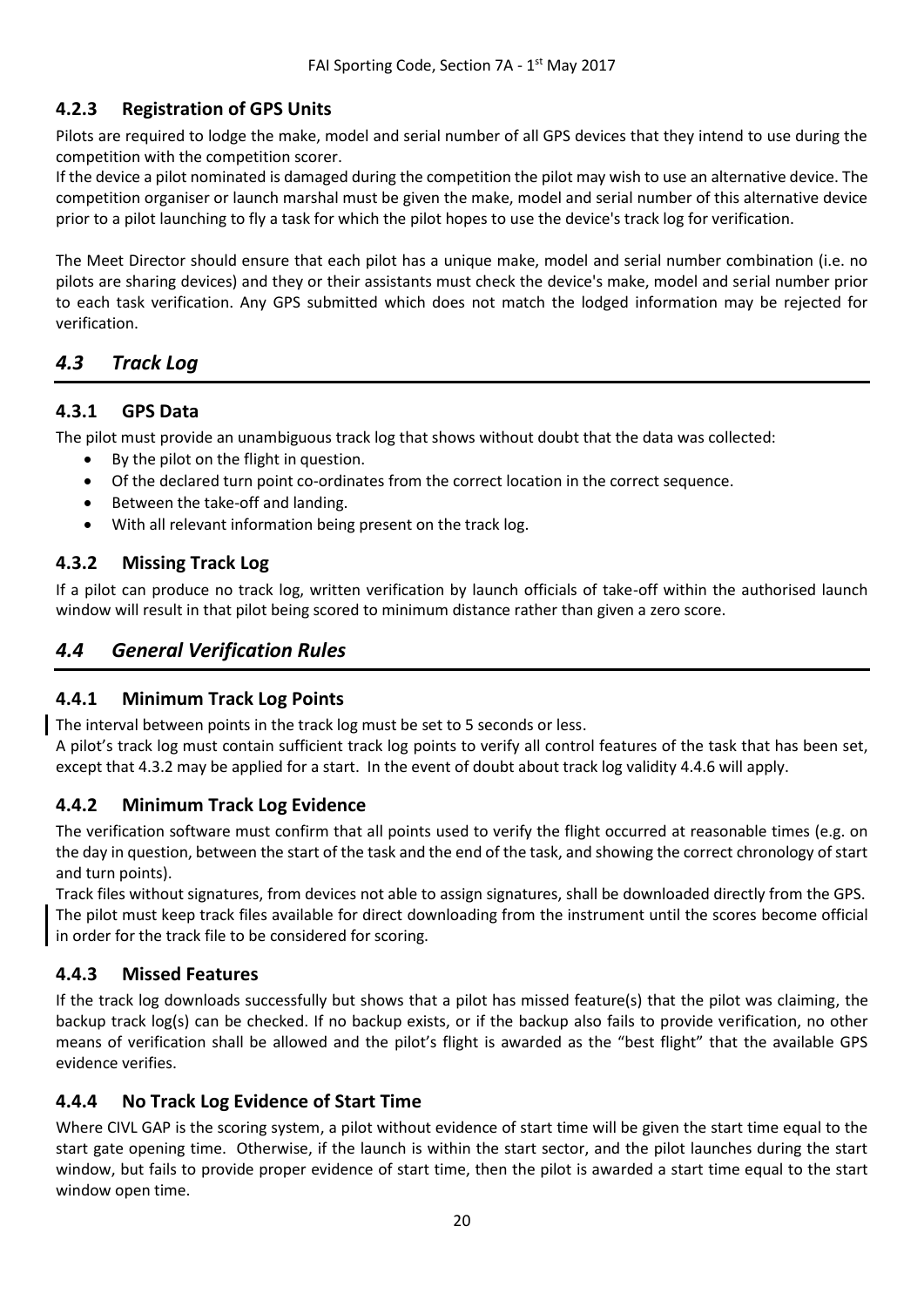### 4.2.3 Registration of GPS Units

Pilots are required to lodge the make, model and serial number of all GPS devices that they intend to use during the competition with the competition scorer.

If the device a pilot nominated is damaged during the competition the pilot may wish to use an alternative device. The competition organiser or launch marshal must be given the make, model and serial number of this alternative device prior to a pilot launching to fly a task for which the pilot hopes to use the device's track log for verification.

The Meet Director should ensure that each pilot has a unique make, model and serial number combination (i.e. no pilots are sharing devices) and they or their assistants must check the device's make, model and serial number prior to each task verification. Any GPS submitted which does not match the lodged information may be rejected for verification.

## *4.3 Track Log*

### 4.3.1 GPS Data

The pilot must provide an unambiguous track log that shows without doubt that the data was collected:

- By the pilot on the flight in question.
- Of the declared turn point co-ordinates from the correct location in the correct sequence.
- Between the take-off and landing.
- With all relevant information being present on the track log.

### 4.3.2 Missing Track Log

If a pilot can produce no track log, written verification by launch officials of take-off within the authorised launch window will result in that pilot being scored to minimum distance rather than given a zero score.

## *4.4 General Verification Rules*

### 4.4.1 Minimum Track Log Points

The interval between points in the track log must be set to 5 seconds or less.

A pilot's track log must contain sufficient track log points to verify all control features of the task that has been set, except that 4.3.2 may be applied for a start. In the event of doubt about track log validity 4.4.6 will apply.

### 4.4.2 Minimum Track Log Evidence

The verification software must confirm that all points used to verify the flight occurred at reasonable times (e.g. on the day in question, between the start of the task and the end of the task, and showing the correct chronology of start and turn points).

Track files without signatures, from devices not able to assign signatures, shall be downloaded directly from the GPS. The pilot must keep track files available for direct downloading from the instrument until the scores become official in order for the track file to be considered for scoring.

### 4.4.3 Missed Features

If the track log downloads successfully but shows that a pilot has missed feature(s) that the pilot was claiming, the backup track log(s) can be checked. If no backup exists, or if the backup also fails to provide verification, no other means of verification shall be allowed and the pilot's flight is awarded as the "best flight" that the available GPS evidence verifies.

### 4.4.4 No Track Log Evidence of Start Time

Where CIVL GAP is the scoring system, a pilot without evidence of start time will be given the start time equal to the start gate opening time. Otherwise, if the launch is within the start sector, and the pilot launches during the start window, but fails to provide proper evidence of start time, then the pilot is awarded a start time equal to the start window open time.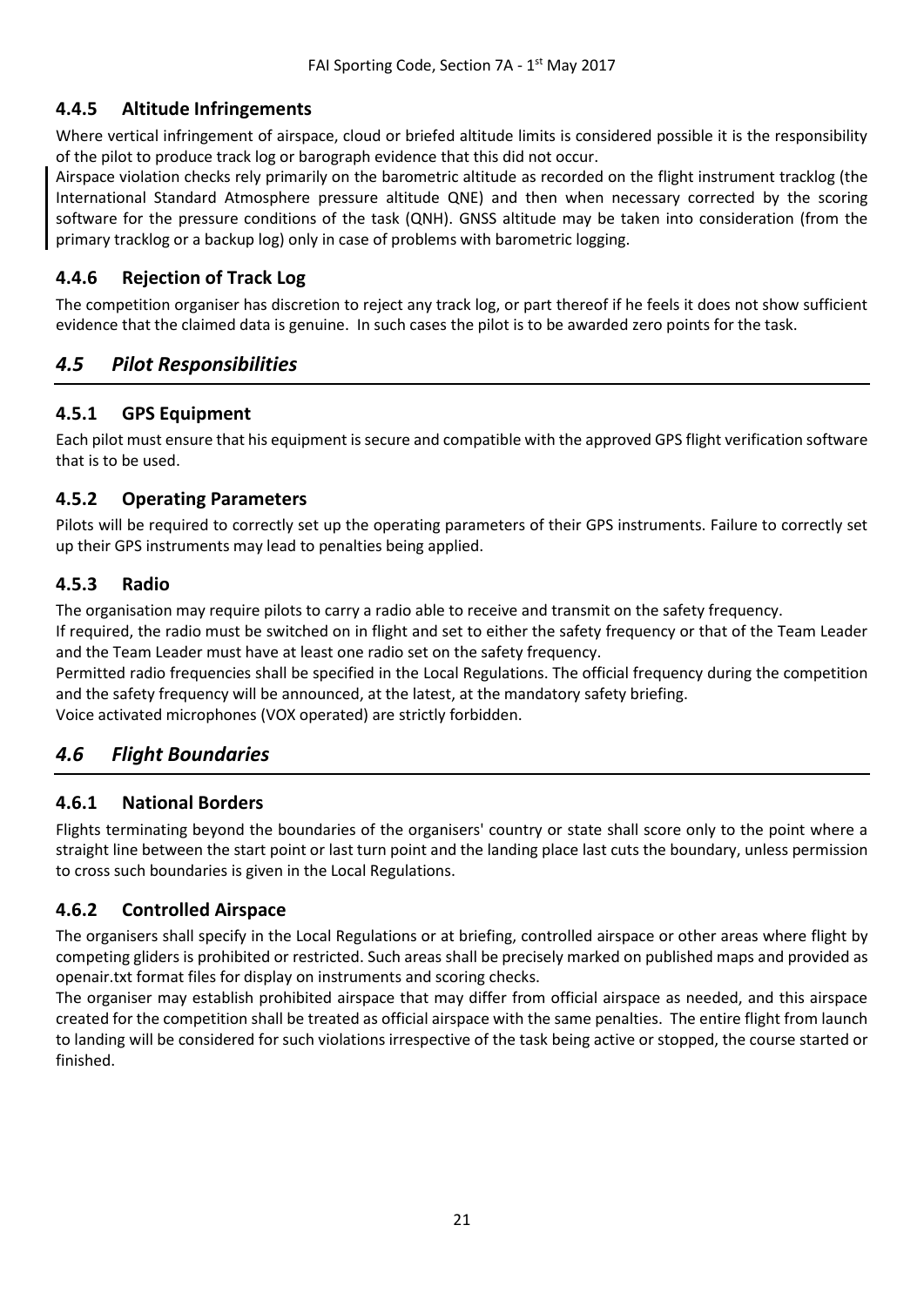### 4.4.5 Altitude Infringements

Where vertical infringement of airspace, cloud or briefed altitude limits is considered possible it is the responsibility of the pilot to produce track log or barograph evidence that this did not occur.

Airspace violation checks rely primarily on the barometric altitude as recorded on the flight instrument tracklog (the International Standard Atmosphere pressure altitude QNE) and then when necessary corrected by the scoring software for the pressure conditions of the task (QNH). GNSS altitude may be taken into consideration (from the primary tracklog or a backup log) only in case of problems with barometric logging.

### 4.4.6 Rejection of Track Log

The competition organiser has discretion to reject any track log, or part thereof if he feels it does not show sufficient evidence that the claimed data is genuine. In such cases the pilot is to be awarded zero points for the task.

## *4.5 Pilot Responsibilities*

### 4.5.1 GPS Equipment

Each pilot must ensure that his equipment is secure and compatible with the approved GPS flight verification software that is to be used.

### 4.5.2 Operating Parameters

Pilots will be required to correctly set up the operating parameters of their GPS instruments. Failure to correctly set up their GPS instruments may lead to penalties being applied.

### 4.5.3 Radio

The organisation may require pilots to carry a radio able to receive and transmit on the safety frequency.

If required, the radio must be switched on in flight and set to either the safety frequency or that of the Team Leader and the Team Leader must have at least one radio set on the safety frequency.

Permitted radio frequencies shall be specified in the Local Regulations. The official frequency during the competition and the safety frequency will be announced, at the latest, at the mandatory safety briefing.

Voice activated microphones (VOX operated) are strictly forbidden.

## *4.6 Flight Boundaries*

### 4.6.1 National Borders

Flights terminating beyond the boundaries of the organisers' country or state shall score only to the point where a straight line between the start point or last turn point and the landing place last cuts the boundary, unless permission to cross such boundaries is given in the Local Regulations.

### 4.6.2 Controlled Airspace

The organisers shall specify in the Local Regulations or at briefing, controlled airspace or other areas where flight by competing gliders is prohibited or restricted. Such areas shall be precisely marked on published maps and provided as openair.txt format files for display on instruments and scoring checks.

The organiser may establish prohibited airspace that may differ from official airspace as needed, and this airspace created for the competition shall be treated as official airspace with the same penalties. The entire flight from launch to landing will be considered for such violations irrespective of the task being active or stopped, the course started or finished.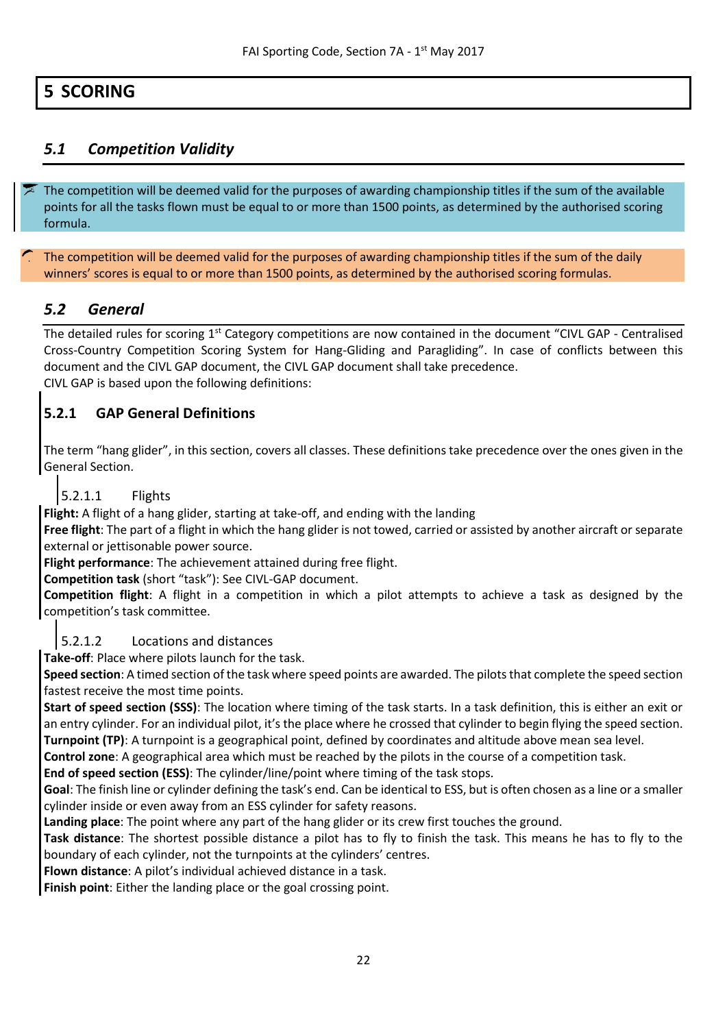# 5 SCORING

## 5.1 *Competition Validity*

The competition will be deemed valid for the purposes of awarding championship titles if the sum of the available points for all the tasks flown must be equal to or more than 1500 points, as determined by the authorised scoring formula.

The competition will be deemed valid for the purposes of awarding championship titles if the sum of the daily winners' scores is equal to or more than 1500 points, as determined by the authorised scoring formulas.

## 5.2 *General*

The detailed rules for scoring 1st Category competitions are now contained in the document "CIVL GAP - Centralised Cross-Country Competition Scoring System for Hang-Gliding and Paragliding". In case of conflicts between this document and the CIVL GAP document, the CIVL GAP document shall take precedence.
CIVL GAP is based upon the following definitions:

### 5.2.1 GAP General Definitions

The term "hang glider", in this section, covers all classes. These definitions take precedence over the ones given in the General Section.

#### 5.2.1.1 Flights

**Flight:** A flight of a hang glider, starting at take-off, and ending with the landing
**Free flight**: The part of a flight in which the hang glider is not towed, carried or assisted by another aircraft or separate external or jettisonable power source.
**Flight performance**: The achievement attained during free flight.
**Competition task** (short "task"): See CIVL-GAP document.
**Competition flight**: A flight in a competition in which a pilot attempts to achieve a task as designed by the competition's task committee.

#### 5.2.1.2 Locations and distances

**Take-off**: Place where pilots launch for the task.
**Speed section**: A timed section of the task where speed points are awarded. The pilots that complete the speed section fastest receive the most time points.
**Start of speed section (SSS)**: The location where timing of the task starts. In a task definition, this is either an exit or an entry cylinder. For an individual pilot, it's the place where he crossed that cylinder to begin flying the speed section.
**Turnpoint (TP)**: A turnpoint is a geographical point, defined by coordinates and altitude above mean sea level.
**Control zone**: A geographical area which must be reached by the pilots in the course of a competition task.
**End of speed section (ESS)**: The cylinder/line/point where timing of the task stops.
**Goal**: The finish line or cylinder defining the task's end. Can be identical to ESS, but is often chosen as a line or a smaller cylinder inside or even away from an ESS cylinder for safety reasons.
**Landing place**: The point where any part of the hang glider or its crew first touches the ground.
**Task distance**: The shortest possible distance a pilot has to fly to finish the task. This means he has to fly to the boundary of each cylinder, not the turnpoints at the cylinders' centres.
**Flown distance**: A pilot's individual achieved distance in a task.
**Finish point**: Either the landing place or the goal crossing point.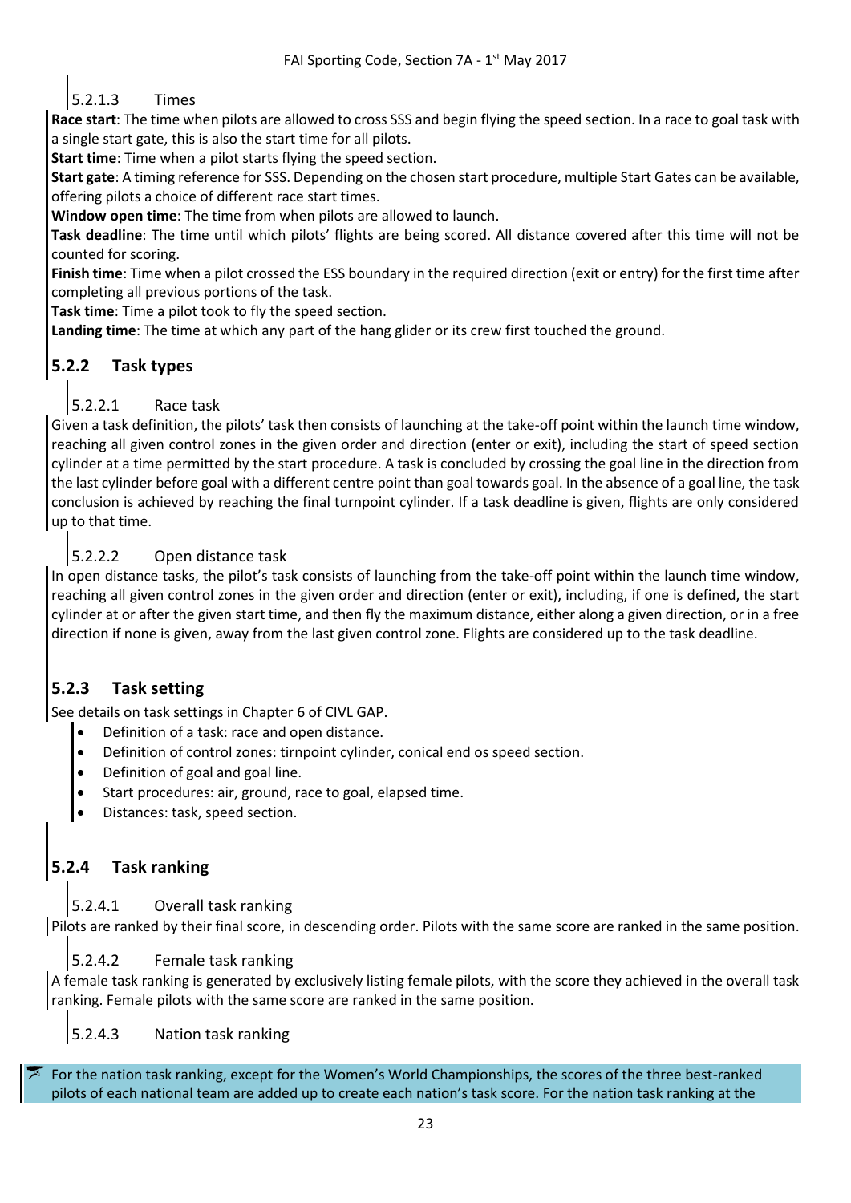#### 5.2.1.3 Times

**Race start**: The time when pilots are allowed to cross SSS and begin flying the speed section. In a race to goal task with a single start gate, this is also the start time for all pilots.

**Start time**: Time when a pilot starts flying the speed section.

**Start gate**: A timing reference for SSS. Depending on the chosen start procedure, multiple Start Gates can be available, offering pilots a choice of different race start times.

**Window open time**: The time from when pilots are allowed to launch.

**Task deadline**: The time until which pilots' flights are being scored. All distance covered after this time will not be counted for scoring.

**Finish time**: Time when a pilot crossed the ESS boundary in the required direction (exit or entry) for the first time after completing all previous portions of the task.

**Task time**: Time a pilot took to fly the speed section.

**Landing time**: The time at which any part of the hang glider or its crew first touched the ground.

### 5.2.2 Task types

#### 5.2.2.1 Race task

Given a task definition, the pilots' task then consists of launching at the take-off point within the launch time window, reaching all given control zones in the given order and direction (enter or exit), including the start of speed section cylinder at a time permitted by the start procedure. A task is concluded by crossing the goal line in the direction from the last cylinder before goal with a different centre point than goal towards goal. In the absence of a goal line, the task conclusion is achieved by reaching the final turnpoint cylinder. If a task deadline is given, flights are only considered up to that time.

#### 5.2.2.2 Open distance task

In open distance tasks, the pilot's task consists of launching from the take-off point within the launch time window, reaching all given control zones in the given order and direction (enter or exit), including, if one is defined, the start cylinder at or after the given start time, and then fly the maximum distance, either along a given direction, or in a free direction if none is given, away from the last given control zone. Flights are considered up to the task deadline.

### 5.2.3 Task setting

See details on task settings in Chapter 6 of CIVL GAP.

- Definition of a task: race and open distance.
- Definition of control zones: tirnpoint cylinder, conical end os speed section.
- Definition of goal and goal line.
- Start procedures: air, ground, race to goal, elapsed time.
- Distances: task, speed section.

### 5.2.4 Task ranking

#### 5.2.4.1 Overall task ranking

Pilots are ranked by their final score, in descending order. Pilots with the same score are ranked in the same position.

#### 5.2.4.2 Female task ranking

A female task ranking is generated by exclusively listing female pilots, with the score they achieved in the overall task ranking. Female pilots with the same score are ranked in the same position.

#### 5.2.4.3 Nation task ranking

For the nation task ranking, except for the Women's World Championships, the scores of the three best-ranked pilots of each national team are added up to create each nation's task score. For the nation task ranking at the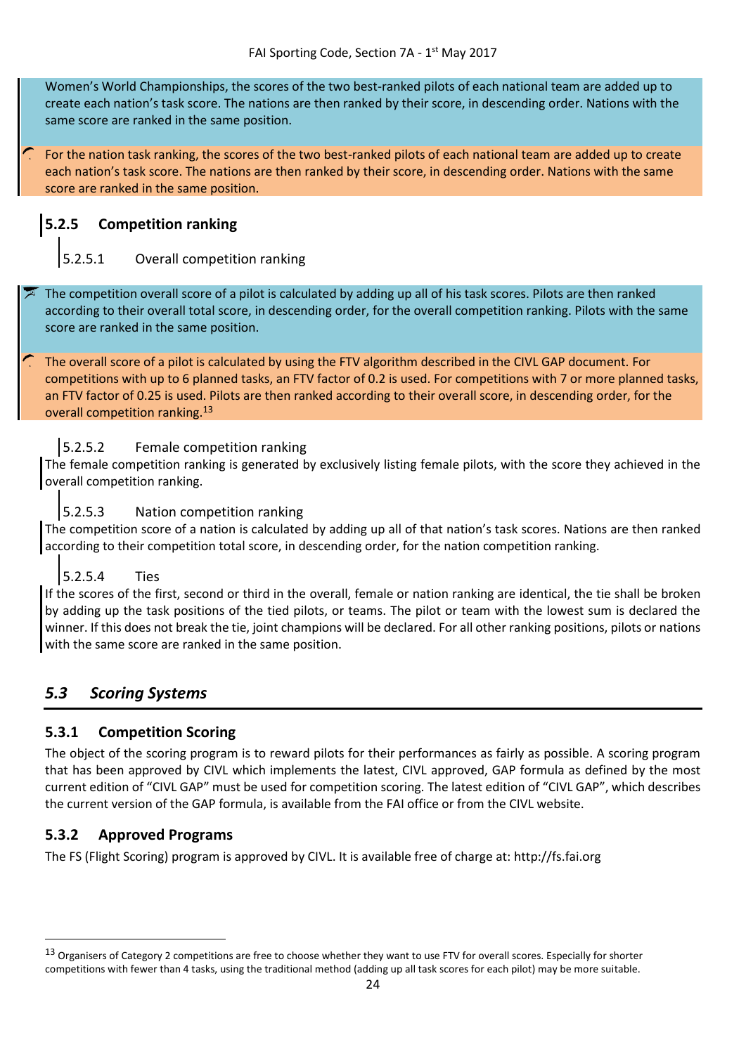Women's World Championships, the scores of the two best-ranked pilots of each national team are added up to create each nation's task score. The nations are then ranked by their score, in descending order. Nations with the same score are ranked in the same position.

For the nation task ranking, the scores of the two best-ranked pilots of each national team are added up to create each nation's task score. The nations are then ranked by their score, in descending order. Nations with the same score are ranked in the same position.

### 5.2.5 Competition ranking

#### 5.2.5.1 Overall competition ranking

The competition overall score of a pilot is calculated by adding up all of his task scores. Pilots are then ranked according to their overall total score, in descending order, for the overall competition ranking. Pilots with the same score are ranked in the same position.

The overall score of a pilot is calculated by using the FTV algorithm described in the CIVL GAP document. For competitions with up to 6 planned tasks, an FTV factor of 0.2 is used. For competitions with 7 or more planned tasks, an FTV factor of 0.25 is used. Pilots are then ranked according to their overall score, in descending order, for the overall competition ranking.[13]

#### 5.2.5.2 Female competition ranking

The female competition ranking is generated by exclusively listing female pilots, with the score they achieved in the overall competition ranking.

#### 5.2.5.3 Nation competition ranking

The competition score of a nation is calculated by adding up all of that nation's task scores. Nations are then ranked according to their competition total score, in descending order, for the nation competition ranking.

#### 5.2.5.4 Ties

If the scores of the first, second or third in the overall, female or nation ranking are identical, the tie shall be broken by adding up the task positions of the tied pilots, or teams. The pilot or team with the lowest sum is declared the winner. If this does not break the tie, joint champions will be declared. For all other ranking positions, pilots or nations with the same score are ranked in the same position.

## *5.3 Scoring Systems*

### 5.3.1 Competition Scoring

The object of the scoring program is to reward pilots for their performances as fairly as possible. A scoring program that has been approved by CIVL which implements the latest, CIVL approved, GAP formula as defined by the most current edition of "CIVL GAP" must be used for competition scoring. The latest edition of "CIVL GAP", which describes the current version of the GAP formula, is available from the FAI office or from the CIVL website.

### 5.3.2 Approved Programs

The FS (Flight Scoring) program is approved by CIVL. It is available free of charge at: http://fs.fai.org

---

[13] Organisers of Category 2 competitions are free to choose whether they want to use FTV for overall scores. Especially for shorter competitions with fewer than 4 tasks, using the traditional method (adding up all task scores for each pilot) may be more suitable.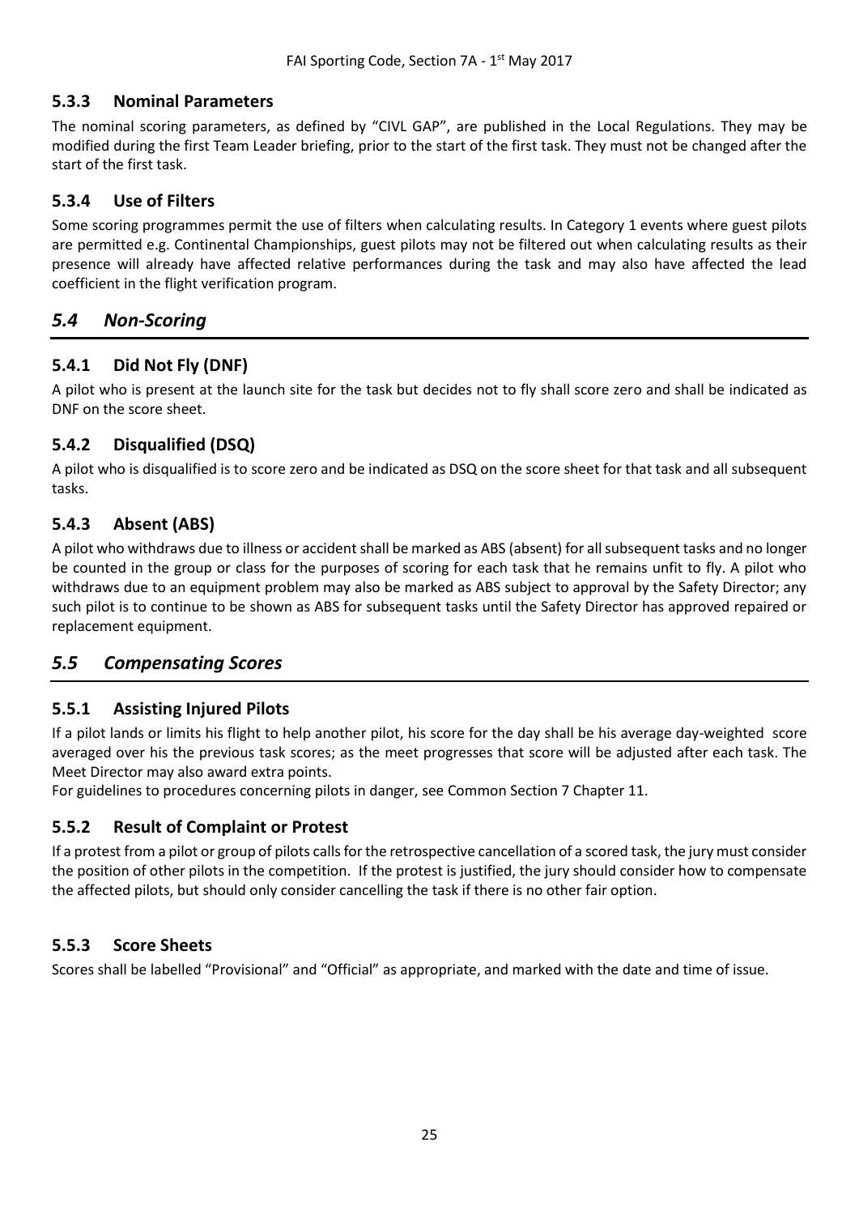### 5.3.3 Nominal Parameters

The nominal scoring parameters, as defined by "CIVL GAP", are published in the Local Regulations. They may be modified during the first Team Leader briefing, prior to the start of the first task. They must not be changed after the start of the first task.

### 5.3.4 Use of Filters

Some scoring programmes permit the use of filters when calculating results. In Category 1 events where guest pilots are permitted e.g. Continental Championships, guest pilots may not be filtered out when calculating results as their presence will already have affected relative performances during the task and may also have affected the lead coefficient in the flight verification program.

## *5.4 Non-Scoring*

### 5.4.1 Did Not Fly (DNF)

A pilot who is present at the launch site for the task but decides not to fly shall score zero and shall be indicated as DNF on the score sheet.

### 5.4.2 Disqualified (DSQ)

A pilot who is disqualified is to score zero and be indicated as DSQ on the score sheet for that task and all subsequent tasks.

### 5.4.3 Absent (ABS)

A pilot who withdraws due to illness or accident shall be marked as ABS (absent) for all subsequent tasks and no longer be counted in the group or class for the purposes of scoring for each task that he remains unfit to fly. A pilot who withdraws due to an equipment problem may also be marked as ABS subject to approval by the Safety Director; any such pilot is to continue to be shown as ABS for subsequent tasks until the Safety Director has approved repaired or replacement equipment.

## *5.5 Compensating Scores*

### 5.5.1 Assisting Injured Pilots

If a pilot lands or limits his flight to help another pilot, his score for the day shall be his average day-weighted score averaged over his the previous task scores; as the meet progresses that score will be adjusted after each task. The Meet Director may also award extra points.

For guidelines to procedures concerning pilots in danger, see Common Section 7 Chapter 11.

### 5.5.2 Result of Complaint or Protest

If a protest from a pilot or group of pilots calls for the retrospective cancellation of a scored task, the jury must consider the position of other pilots in the competition. If the protest is justified, the jury should consider how to compensate the affected pilots, but should only consider cancelling the task if there is no other fair option.

### 5.5.3 Score Sheets

Scores shall be labelled "Provisional" and "Official" as appropriate, and marked with the date and time of issue.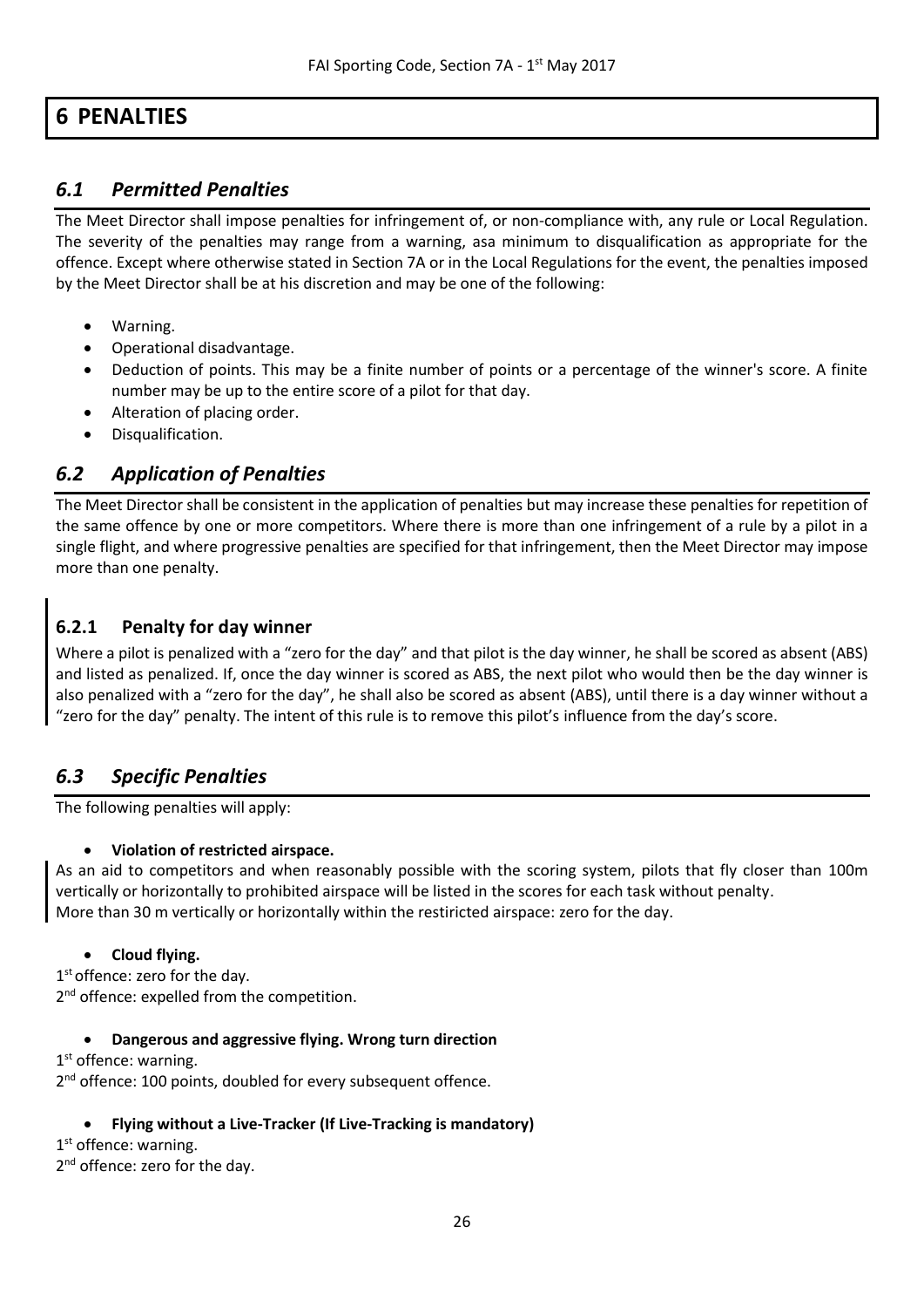# 6 PENALTIES

## *6.1 Permitted Penalties*

The Meet Director shall impose penalties for infringement of, or non-compliance with, any rule or Local Regulation. The severity of the penalties may range from a warning, asa minimum to disqualification as appropriate for the offence. Except where otherwise stated in Section 7A or in the Local Regulations for the event, the penalties imposed by the Meet Director shall be at his discretion and may be one of the following:

- Warning.
- Operational disadvantage.
- Deduction of points. This may be a finite number of points or a percentage of the winner's score. A finite number may be up to the entire score of a pilot for that day.
- Alteration of placing order.
- Disqualification.

## *6.2 Application of Penalties*

The Meet Director shall be consistent in the application of penalties but may increase these penalties for repetition of the same offence by one or more competitors. Where there is more than one infringement of a rule by a pilot in a single flight, and where progressive penalties are specified for that infringement, then the Meet Director may impose more than one penalty.

### 6.2.1 Penalty for day winner

Where a pilot is penalized with a "zero for the day" and that pilot is the day winner, he shall be scored as absent (ABS) and listed as penalized. If, once the day winner is scored as ABS, the next pilot who would then be the day winner is also penalized with a "zero for the day", he shall also be scored as absent (ABS), until there is a day winner without a "zero for the day" penalty. The intent of this rule is to remove this pilot's influence from the day's score.

## *6.3 Specific Penalties*

The following penalties will apply:

- **Violation of restricted airspace.**

As an aid to competitors and when reasonably possible with the scoring system, pilots that fly closer than 100m vertically or horizontally to prohibited airspace will be listed in the scores for each task without penalty.
More than 30 m vertically or horizontally within the restiricted airspace: zero for the day.

- **Cloud flying.**

1st offence: zero for the day.
2nd offence: expelled from the competition.

- **Dangerous and aggressive flying. Wrong turn direction**

1st offence: warning.
2nd offence: 100 points, doubled for every subsequent offence.

- **Flying without a Live-Tracker (If Live-Tracking is mandatory)**

1st offence: warning.
2nd offence: zero for the day.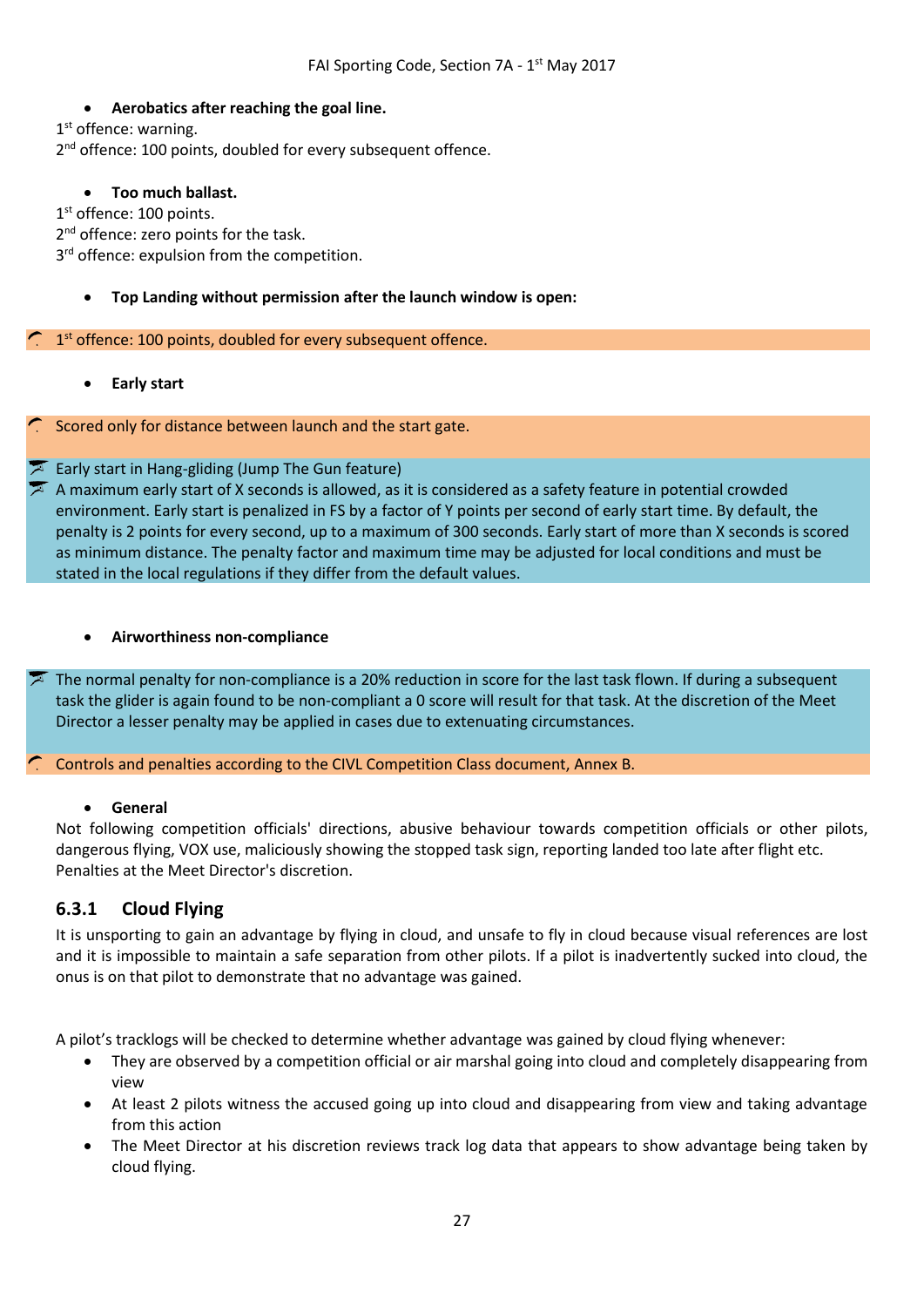- **Aerobatics after reaching the goal line.**

1st offence: warning.
2nd offence: 100 points, doubled for every subsequent offence.

- **Too much ballast.**

1st offence: 100 points.
2nd offence: zero points for the task.
3rd offence: expulsion from the competition.

- **Top Landing without permission after the launch window is open:**

1st offence: 100 points, doubled for every subsequent offence.

- **Early start**

Scored only for distance between launch and the start gate.

Early start in Hang-gliding (Jump The Gun feature)
A maximum early start of X seconds is allowed, as it is considered as a safety feature in potential crowded environment. Early start is penalized in FS by a factor of Y points per second of early start time. By default, the penalty is 2 points for every second, up to a maximum of 300 seconds. Early start of more than X seconds is scored as minimum distance. The penalty factor and maximum time may be adjusted for local conditions and must be stated in the local regulations if they differ from the default values.

- **Airworthiness non-compliance**

The normal penalty for non-compliance is a 20% reduction in score for the last task flown. If during a subsequent task the glider is again found to be non-compliant a 0 score will result for that task. At the discretion of the Meet Director a lesser penalty may be applied in cases due to extenuating circumstances.

Controls and penalties according to the CIVL Competition Class document, Annex B.

- **General**

Not following competition officials' directions, abusive behaviour towards competition officials or other pilots, dangerous flying, VOX use, maliciously showing the stopped task sign, reporting landed too late after flight etc. Penalties at the Meet Director's discretion.

### 6.3.1 Cloud Flying

It is unsporting to gain an advantage by flying in cloud, and unsafe to fly in cloud because visual references are lost and it is impossible to maintain a safe separation from other pilots. If a pilot is inadvertently sucked into cloud, the onus is on that pilot to demonstrate that no advantage was gained.

A pilot's tracklogs will be checked to determine whether advantage was gained by cloud flying whenever:

- They are observed by a competition official or air marshal going into cloud and completely disappearing from view
- At least 2 pilots witness the accused going up into cloud and disappearing from view and taking advantage from this action
- The Meet Director at his discretion reviews track log data that appears to show advantage being taken by cloud flying.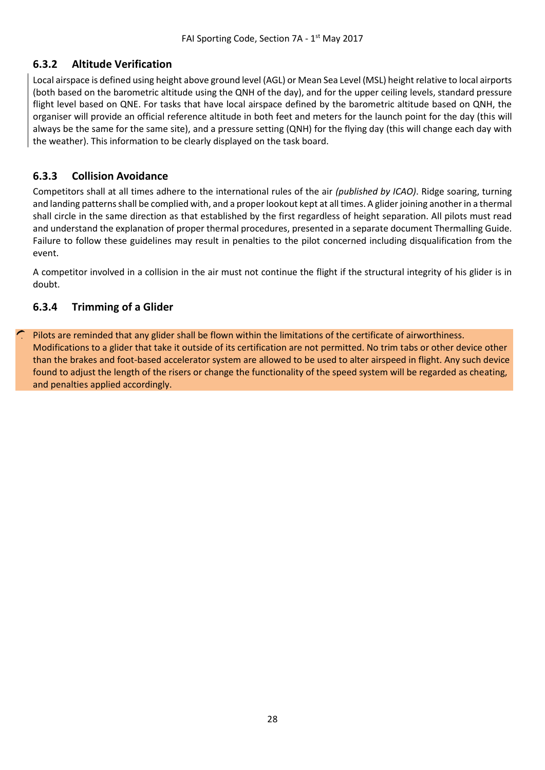### 6.3.2 Altitude Verification

Local airspace is defined using height above ground level (AGL) or Mean Sea Level (MSL) height relative to local airports (both based on the barometric altitude using the QNH of the day), and for the upper ceiling levels, standard pressure flight level based on QNE. For tasks that have local airspace defined by the barometric altitude based on QNH, the organiser will provide an official reference altitude in both feet and meters for the launch point for the day (this will always be the same for the same site), and a pressure setting (QNH) for the flying day (this will change each day with the weather). This information to be clearly displayed on the task board.

### 6.3.3 Collision Avoidance

Competitors shall at all times adhere to the international rules of the air *(published by ICAO)*. Ridge soaring, turning and landing patterns shall be complied with, and a proper lookout kept at all times. A glider joining another in a thermal shall circle in the same direction as that established by the first regardless of height separation. All pilots must read and understand the explanation of proper thermal procedures, presented in a separate document Thermalling Guide. Failure to follow these guidelines may result in penalties to the pilot concerned including disqualification from the event.

A competitor involved in a collision in the air must not continue the flight if the structural integrity of his glider is in doubt.

### 6.3.4 Trimming of a Glider

Pilots are reminded that any glider shall be flown within the limitations of the certificate of airworthiness. Modifications to a glider that take it outside of its certification are not permitted. No trim tabs or other device other than the brakes and foot-based accelerator system are allowed to be used to alter airspeed in flight. Any such device found to adjust the length of the risers or change the functionality of the speed system will be regarded as cheating, and penalties applied accordingly.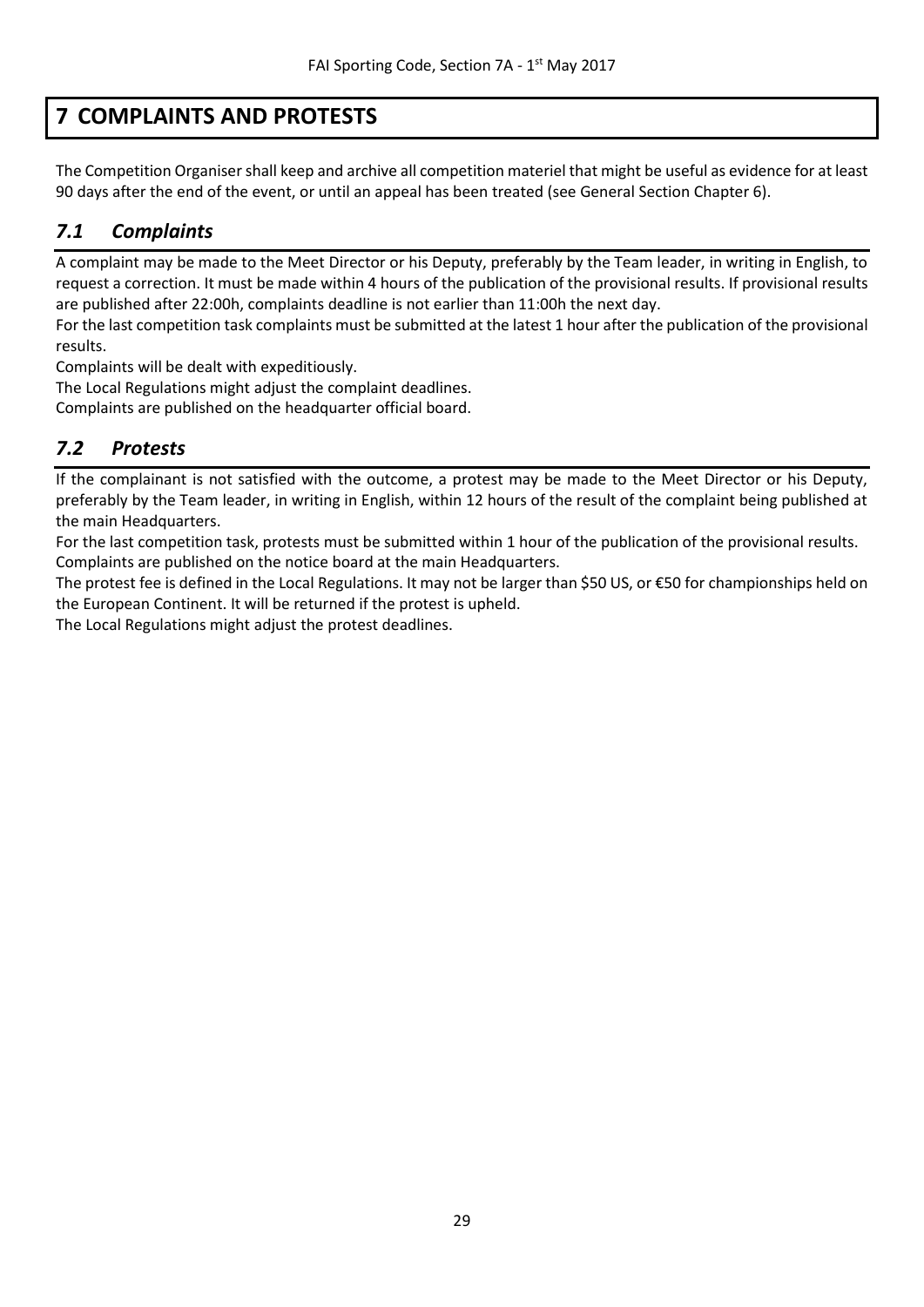# 7 COMPLAINTS AND PROTESTS

The Competition Organiser shall keep and archive all competition materiel that might be useful as evidence for at least 90 days after the end of the event, or until an appeal has been treated (see General Section Chapter 6).

## *7.1 Complaints*

A complaint may be made to the Meet Director or his Deputy, preferably by the Team leader, in writing in English, to request a correction. It must be made within 4 hours of the publication of the provisional results. If provisional results are published after 22:00h, complaints deadline is not earlier than 11:00h the next day.

For the last competition task complaints must be submitted at the latest 1 hour after the publication of the provisional results.

Complaints will be dealt with expeditiously.

The Local Regulations might adjust the complaint deadlines.

Complaints are published on the headquarter official board.

## *7.2 Protests*

If the complainant is not satisfied with the outcome, a protest may be made to the Meet Director or his Deputy, preferably by the Team leader, in writing in English, within 12 hours of the result of the complaint being published at the main Headquarters.

For the last competition task, protests must be submitted within 1 hour of the publication of the provisional results.

Complaints are published on the notice board at the main Headquarters.

The protest fee is defined in the Local Regulations. It may not be larger than $50 US, or €50 for championships held on the European Continent. It will be returned if the protest is upheld.

The Local Regulations might adjust the protest deadlines.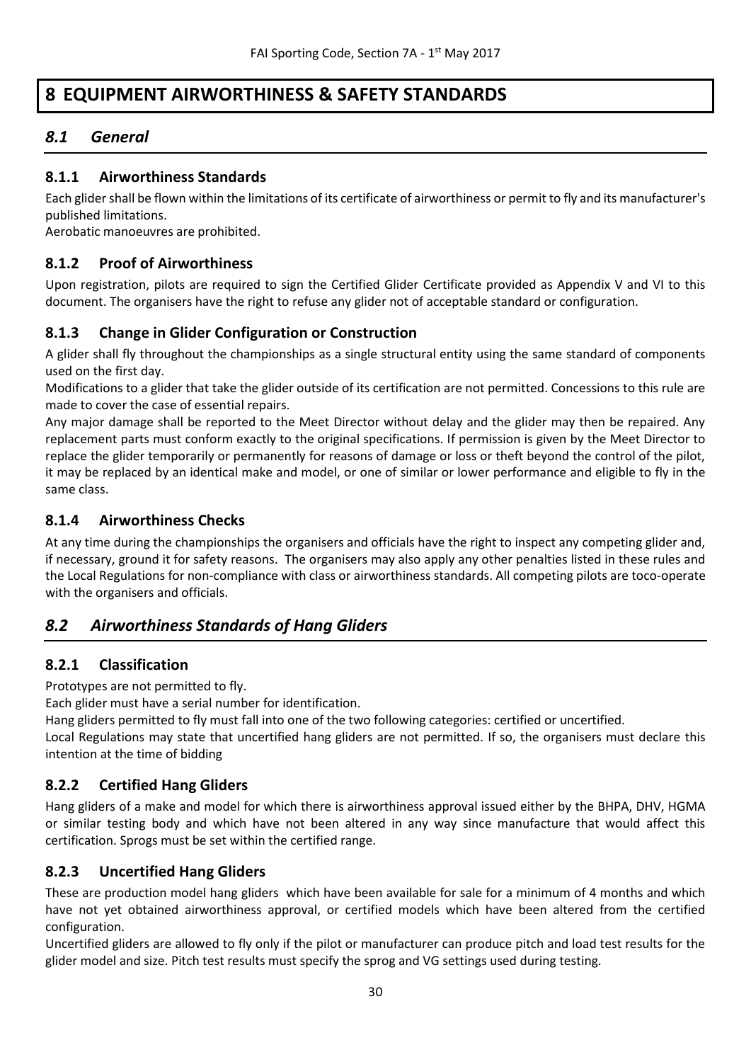# 8 EQUIPMENT AIRWORTHINESS & SAFETY STANDARDS

## *8.1 General*

### 8.1.1 Airworthiness Standards

Each glider shall be flown within the limitations of its certificate of airworthiness or permit to fly and its manufacturer's published limitations.

Aerobatic manoeuvres are prohibited.

### 8.1.2 Proof of Airworthiness

Upon registration, pilots are required to sign the Certified Glider Certificate provided as Appendix V and VI to this document. The organisers have the right to refuse any glider not of acceptable standard or configuration.

### 8.1.3 Change in Glider Configuration or Construction

A glider shall fly throughout the championships as a single structural entity using the same standard of components used on the first day.

Modifications to a glider that take the glider outside of its certification are not permitted. Concessions to this rule are made to cover the case of essential repairs.

Any major damage shall be reported to the Meet Director without delay and the glider may then be repaired. Any replacement parts must conform exactly to the original specifications. If permission is given by the Meet Director to replace the glider temporarily or permanently for reasons of damage or loss or theft beyond the control of the pilot, it may be replaced by an identical make and model, or one of similar or lower performance and eligible to fly in the same class.

### 8.1.4 Airworthiness Checks

At any time during the championships the organisers and officials have the right to inspect any competing glider and, if necessary, ground it for safety reasons. The organisers may also apply any other penalties listed in these rules and the Local Regulations for non-compliance with class or airworthiness standards. All competing pilots are toco-operate with the organisers and officials.

## *8.2 Airworthiness Standards of Hang Gliders*

### 8.2.1 Classification

Prototypes are not permitted to fly.

Each glider must have a serial number for identification.

Hang gliders permitted to fly must fall into one of the two following categories: certified or uncertified.

Local Regulations may state that uncertified hang gliders are not permitted. If so, the organisers must declare this intention at the time of bidding

### 8.2.2 Certified Hang Gliders

Hang gliders of a make and model for which there is airworthiness approval issued either by the BHPA, DHV, HGMA or similar testing body and which have not been altered in any way since manufacture that would affect this certification. Sprogs must be set within the certified range.

### 8.2.3 Uncertified Hang Gliders

These are production model hang gliders which have been available for sale for a minimum of 4 months and which have not yet obtained airworthiness approval, or certified models which have been altered from the certified configuration.

Uncertified gliders are allowed to fly only if the pilot or manufacturer can produce pitch and load test results for the glider model and size. Pitch test results must specify the sprog and VG settings used during testing.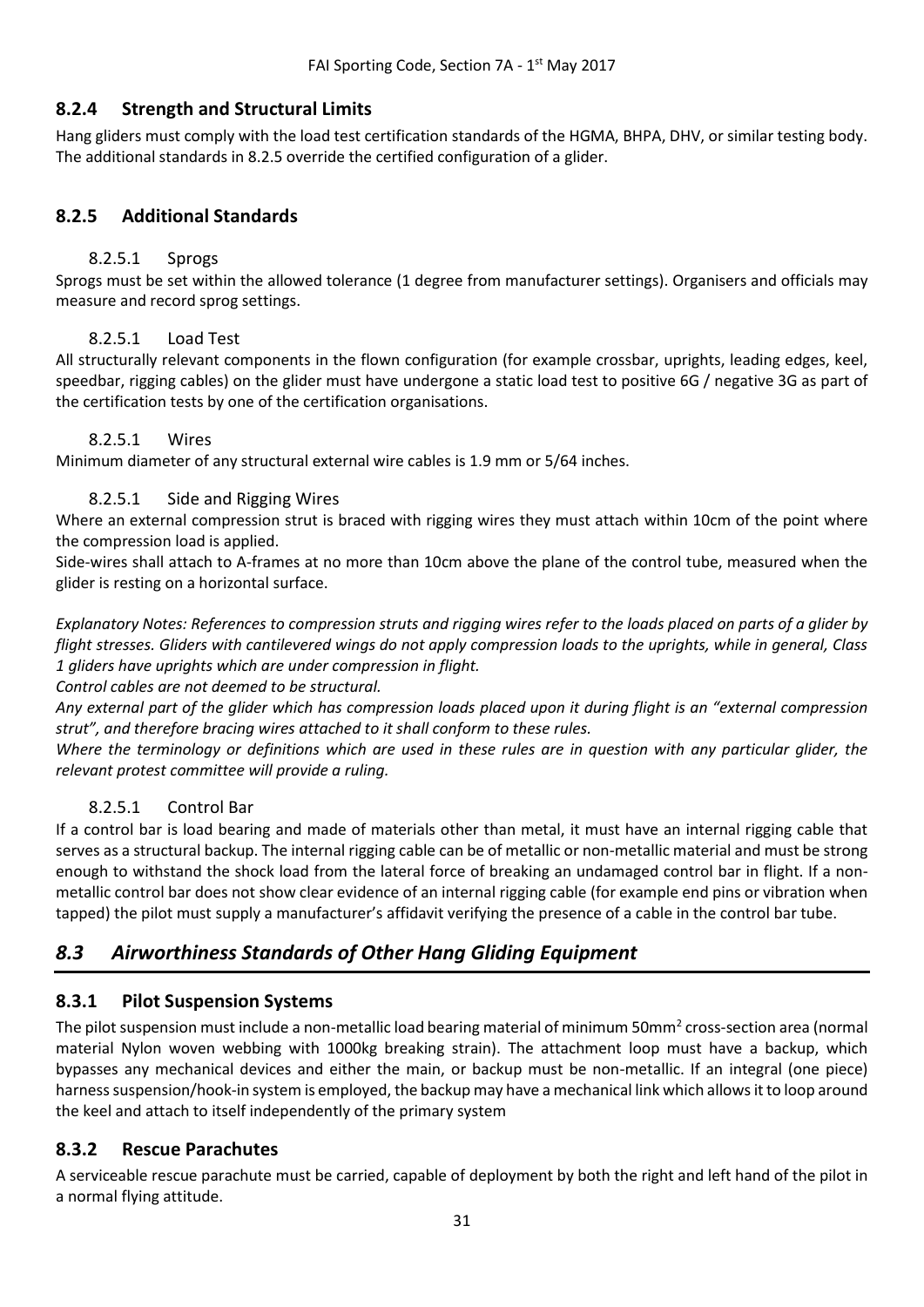### 8.2.4 Strength and Structural Limits

Hang gliders must comply with the load test certification standards of the HGMA, BHPA, DHV, or similar testing body. The additional standards in 8.2.5 override the certified configuration of a glider.

### 8.2.5 Additional Standards

#### 8.2.5.1 Sprogs

Sprogs must be set within the allowed tolerance (1 degree from manufacturer settings). Organisers and officials may measure and record sprog settings.

#### 8.2.5.1 Load Test

All structurally relevant components in the flown configuration (for example crossbar, uprights, leading edges, keel, speedbar, rigging cables) on the glider must have undergone a static load test to positive 6G / negative 3G as part of the certification tests by one of the certification organisations.

#### 8.2.5.1 Wires

Minimum diameter of any structural external wire cables is 1.9 mm or 5/64 inches.

#### 8.2.5.1 Side and Rigging Wires

Where an external compression strut is braced with rigging wires they must attach within 10cm of the point where the compression load is applied.

Side-wires shall attach to A-frames at no more than 10cm above the plane of the control tube, measured when the glider is resting on a horizontal surface.

*Explanatory Notes: References to compression struts and rigging wires refer to the loads placed on parts of a glider by flight stresses. Gliders with cantilevered wings do not apply compression loads to the uprights, while in general, Class 1 gliders have uprights which are under compression in flight.*

*Control cables are not deemed to be structural.*

*Any external part of the glider which has compression loads placed upon it during flight is an "external compression strut", and therefore bracing wires attached to it shall conform to these rules.*

*Where the terminology or definitions which are used in these rules are in question with any particular glider, the relevant protest committee will provide a ruling.*

#### 8.2.5.1 Control Bar

If a control bar is load bearing and made of materials other than metal, it must have an internal rigging cable that serves as a structural backup. The internal rigging cable can be of metallic or non-metallic material and must be strong enough to withstand the shock load from the lateral force of breaking an undamaged control bar in flight. If a non-metallic control bar does not show clear evidence of an internal rigging cable (for example end pins or vibration when tapped) the pilot must supply a manufacturer's affidavit verifying the presence of a cable in the control bar tube.

## *8.3 Airworthiness Standards of Other Hang Gliding Equipment*

### 8.3.1 Pilot Suspension Systems

The pilot suspension must include a non-metallic load bearing material of minimum 50mm$^2$ cross-section area (normal material Nylon woven webbing with 1000kg breaking strain). The attachment loop must have a backup, which bypasses any mechanical devices and either the main, or backup must be non-metallic. If an integral (one piece) harness suspension/hook-in system is employed, the backup may have a mechanical link which allows it to loop around the keel and attach to itself independently of the primary system

### 8.3.2 Rescue Parachutes

A serviceable rescue parachute must be carried, capable of deployment by both the right and left hand of the pilot in a normal flying attitude.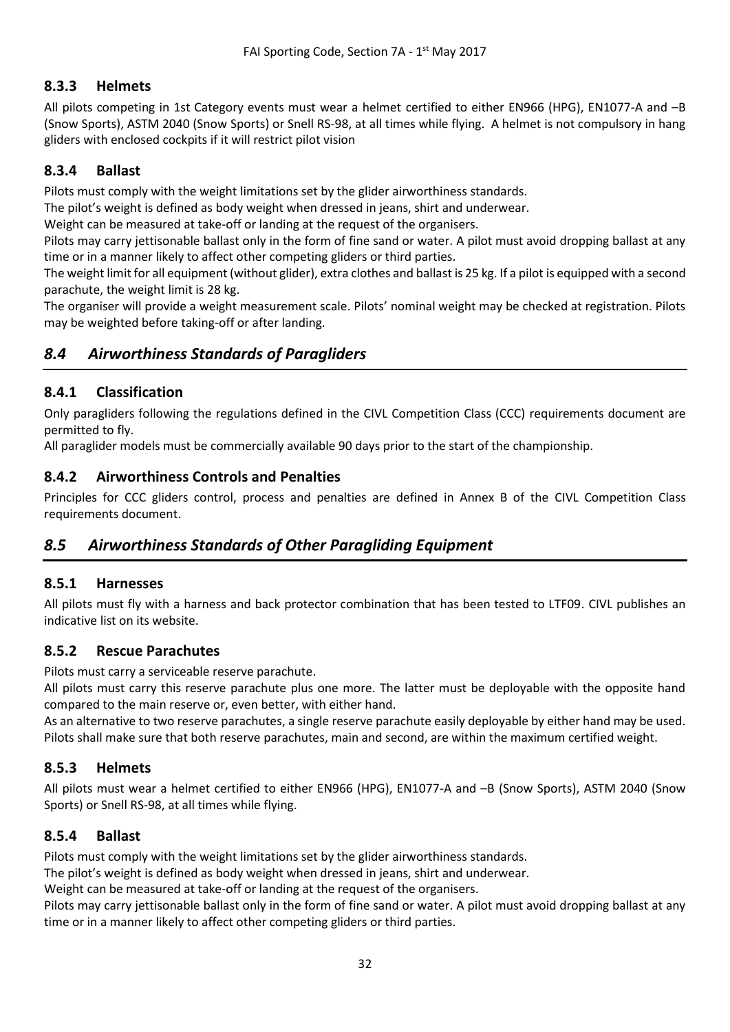### 8.3.3 Helmets

All pilots competing in 1st Category events must wear a helmet certified to either EN966 (HPG), EN1077-A and –B (Snow Sports), ASTM 2040 (Snow Sports) or Snell RS-98, at all times while flying. A helmet is not compulsory in hang gliders with enclosed cockpits if it will restrict pilot vision

### 8.3.4 Ballast

Pilots must comply with the weight limitations set by the glider airworthiness standards.

The pilot's weight is defined as body weight when dressed in jeans, shirt and underwear.

Weight can be measured at take-off or landing at the request of the organisers.

Pilots may carry jettisonable ballast only in the form of fine sand or water. A pilot must avoid dropping ballast at any time or in a manner likely to affect other competing gliders or third parties.

The weight limit for all equipment (without glider), extra clothes and ballast is 25 kg. If a pilot is equipped with a second parachute, the weight limit is 28 kg.

The organiser will provide a weight measurement scale. Pilots' nominal weight may be checked at registration. Pilots may be weighted before taking-off or after landing.

## *8.4 Airworthiness Standards of Paragliders*

### 8.4.1 Classification

Only paragliders following the regulations defined in the CIVL Competition Class (CCC) requirements document are permitted to fly.

All paraglider models must be commercially available 90 days prior to the start of the championship.

### 8.4.2 Airworthiness Controls and Penalties

Principles for CCC gliders control, process and penalties are defined in Annex B of the CIVL Competition Class requirements document.

## *8.5 Airworthiness Standards of Other Paragliding Equipment*

### 8.5.1 Harnesses

All pilots must fly with a harness and back protector combination that has been tested to LTF09. CIVL publishes an indicative list on its website.

### 8.5.2 Rescue Parachutes

Pilots must carry a serviceable reserve parachute.

All pilots must carry this reserve parachute plus one more. The latter must be deployable with the opposite hand compared to the main reserve or, even better, with either hand.

As an alternative to two reserve parachutes, a single reserve parachute easily deployable by either hand may be used.

Pilots shall make sure that both reserve parachutes, main and second, are within the maximum certified weight.

### 8.5.3 Helmets

All pilots must wear a helmet certified to either EN966 (HPG), EN1077-A and –B (Snow Sports), ASTM 2040 (Snow Sports) or Snell RS-98, at all times while flying.

### 8.5.4 Ballast

Pilots must comply with the weight limitations set by the glider airworthiness standards.

The pilot's weight is defined as body weight when dressed in jeans, shirt and underwear.

Weight can be measured at take-off or landing at the request of the organisers.

Pilots may carry jettisonable ballast only in the form of fine sand or water. A pilot must avoid dropping ballast at any time or in a manner likely to affect other competing gliders or third parties.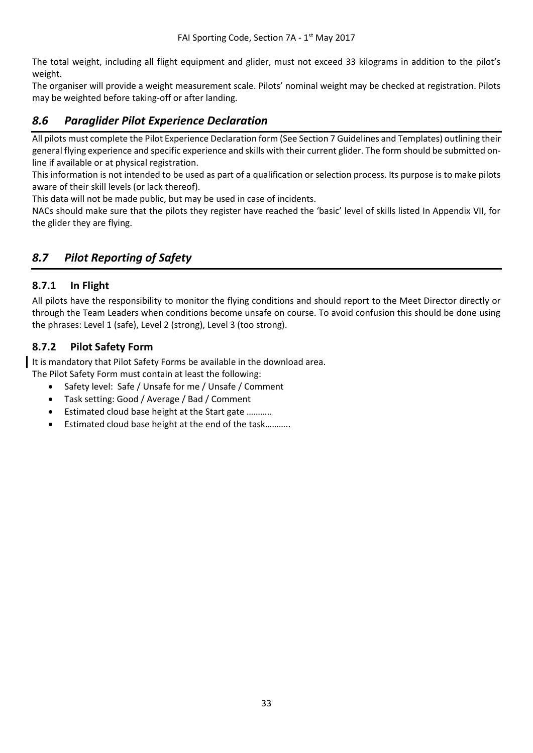The total weight, including all flight equipment and glider, must not exceed 33 kilograms in addition to the pilot's weight.

The organiser will provide a weight measurement scale. Pilots' nominal weight may be checked at registration. Pilots may be weighted before taking-off or after landing.

## *8.6 Paraglider Pilot Experience Declaration*

All pilots must complete the Pilot Experience Declaration form (See Section 7 Guidelines and Templates) outlining their general flying experience and specific experience and skills with their current glider. The form should be submitted on-line if available or at physical registration.

This information is not intended to be used as part of a qualification or selection process. Its purpose is to make pilots aware of their skill levels (or lack thereof).

This data will not be made public, but may be used in case of incidents.

NACs should make sure that the pilots they register have reached the 'basic' level of skills listed In Appendix VII, for the glider they are flying.

## *8.7 Pilot Reporting of Safety*

### 8.7.1 In Flight

All pilots have the responsibility to monitor the flying conditions and should report to the Meet Director directly or through the Team Leaders when conditions become unsafe on course. To avoid confusion this should be done using the phrases: Level 1 (safe), Level 2 (strong), Level 3 (too strong).

### 8.7.2 Pilot Safety Form

It is mandatory that Pilot Safety Forms be available in the download area.

The Pilot Safety Form must contain at least the following:

- Safety level: Safe / Unsafe for me / Unsafe / Comment
- Task setting: Good / Average / Bad / Comment
- Estimated cloud base height at the Start gate ………..
- Estimated cloud base height at the end of the task………..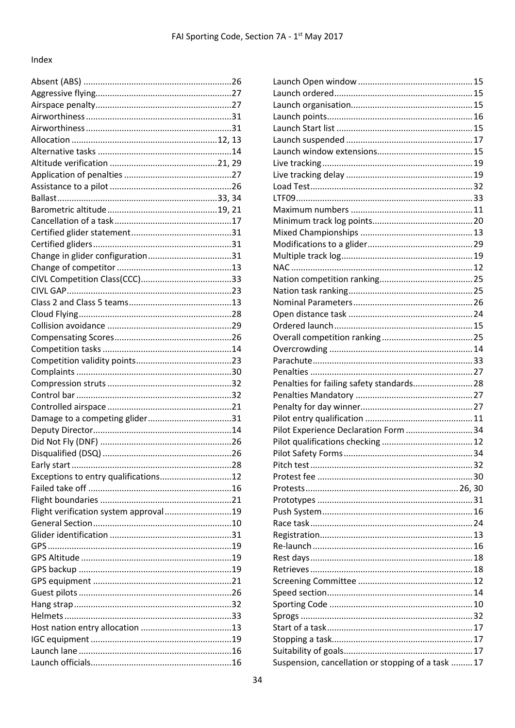Index

Absent (ABS) ............................................................26
Aggressive flying........................................................27
Airspace penalty........................................................27
Airworthiness............................................................31
Airworthiness............................................................31
Allocation ............................................................12, 13
Alternative tasks .......................................................14
Altitude verification ............................................21, 29
Application of penalties ............................................27
Assistance to a pilot ..................................................26
Ballast.................................................................33, 34
Barometric altitude.............................................19, 21
Cancellation of a task................................................17
Certified glider statement..........................................31
Certified gliders.........................................................31
Change in glider configuration..................................31
Change of competitor ...............................................13
CIVL Competition Class(CCC).....................................33
CIVL GAP...................................................................23
Class 2 and Class 5 teams..........................................13
Cloud Flying...............................................................28
Collision avoidance ...................................................29
Compensating Scores................................................26
Competition tasks .....................................................14
Competition validity points.......................................23
Complaints ................................................................30
Compression struts ...................................................32
Control bar ................................................................32
Controlled airspace ...................................................21
Damage to a competing glider..................................31
Deputy Director.........................................................14
Did Not Fly (DNF) ......................................................26
Disqualified (DSQ) .....................................................26
Early start ..................................................................28
Exceptions to entry qualifications.............................12
Failed take off ...........................................................16
Flight boundaries ......................................................21
Flight verification system approval...........................19
General Section.........................................................10
Glider identification ..................................................31
GPS............................................................................19
GPS Altitude ..............................................................19
GPS backup ...............................................................19
GPS equipment .........................................................21
Guest pilots ...............................................................26
Hang strap.................................................................32
Helmets.....................................................................33
Host nation entry allocation .....................................13
IGC equipment ..........................................................19
Launch lane ...............................................................16
Launch officials..........................................................16
Launch Open window ...............................................15
Launch ordered.........................................................15
Launch organisation..................................................15
Launch points............................................................16
Launch Start list ........................................................15
Launch suspended ....................................................17
Launch window extensions.......................................15
Live tracking..............................................................19
Live tracking delay ....................................................19
Load Test...................................................................32
LTF09.........................................................................33
Maximum numbers ..................................................11
Minimum track log points.........................................20
Mixed Championships ..............................................13
Modifications to a glider...........................................29
Multiple track log......................................................19
NAC ...........................................................................12
Nation competition ranking......................................25
Nation task ranking...................................................25
Nominal Parameters.................................................26
Open distance task ...................................................24
Ordered launch.........................................................15
Overall competition ranking.....................................25
Overcrowding ...........................................................14
Parachute..................................................................33
Penalties ...................................................................27
Penalties for failing safety standards........................28
Penalties Mandatory ................................................27
Penalty for day winner..............................................27
Pilot entry qualification ............................................11
Pilot Experience Declaration Form ...........................34
Pilot qualifications checking .....................................12
Pilot Safety Forms.....................................................34
Pitch test...................................................................32
Protest fee ................................................................30
Protests...............................................................26, 30
Prototypes ................................................................31
Push System..............................................................16
Race task...................................................................24
Registration...............................................................13
Re-launch ..................................................................16
Rest days...................................................................18
Retrieves...................................................................18
Screening Committee ...............................................12
Speed section............................................................14
Sporting Code ...........................................................10
Sprogs .......................................................................32
Start of a task............................................................17
Stopping a task..........................................................17
Suitability of goals.....................................................17
Suspension, cancellation or stopping of a task .........17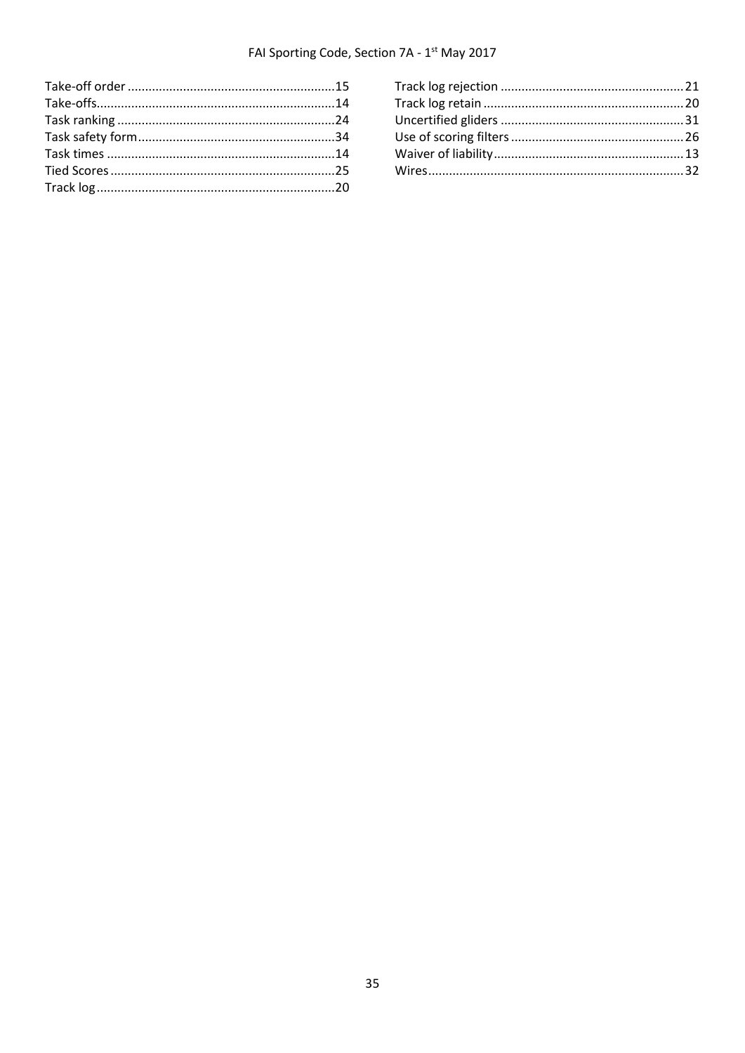Take-off order ....................................................... 15
Take-offs............................................................... 14
Task ranking .......................................................... 24
Task safety form..................................................... 34
Task times ............................................................. 14
Tied Scores............................................................ 25
Track log................................................................ 20
Track log rejection ................................................. 21
Track log retain ..................................................... 20
Uncertified gliders .................................................. 31
Use of scoring filters .............................................. 26
Waiver of liability.................................................... 13
Wires...................................................................... 32